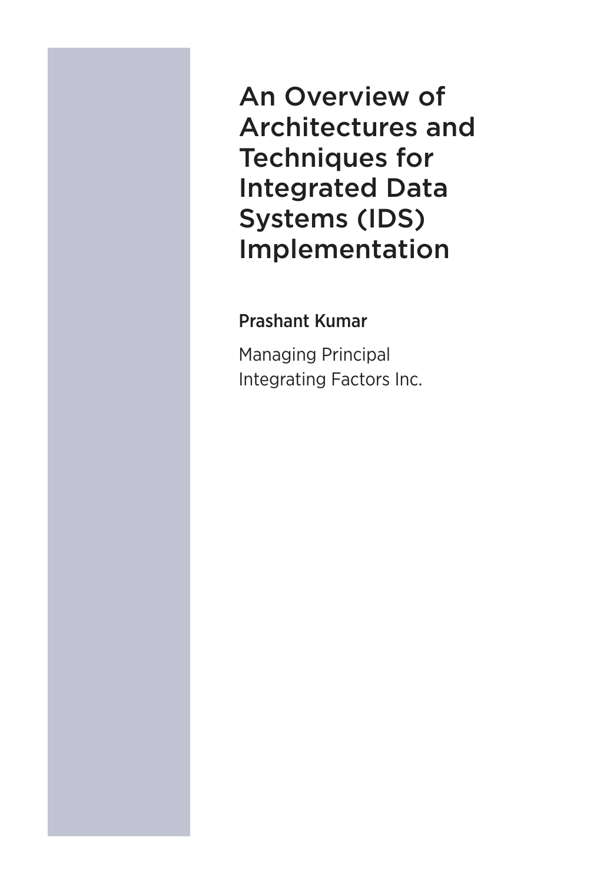# An Overview of Architectures and Techniques for Integrated Data Systems (IDS) Implementation

**Prashant Kumar**

Managing Principal
Integrating Factors Inc.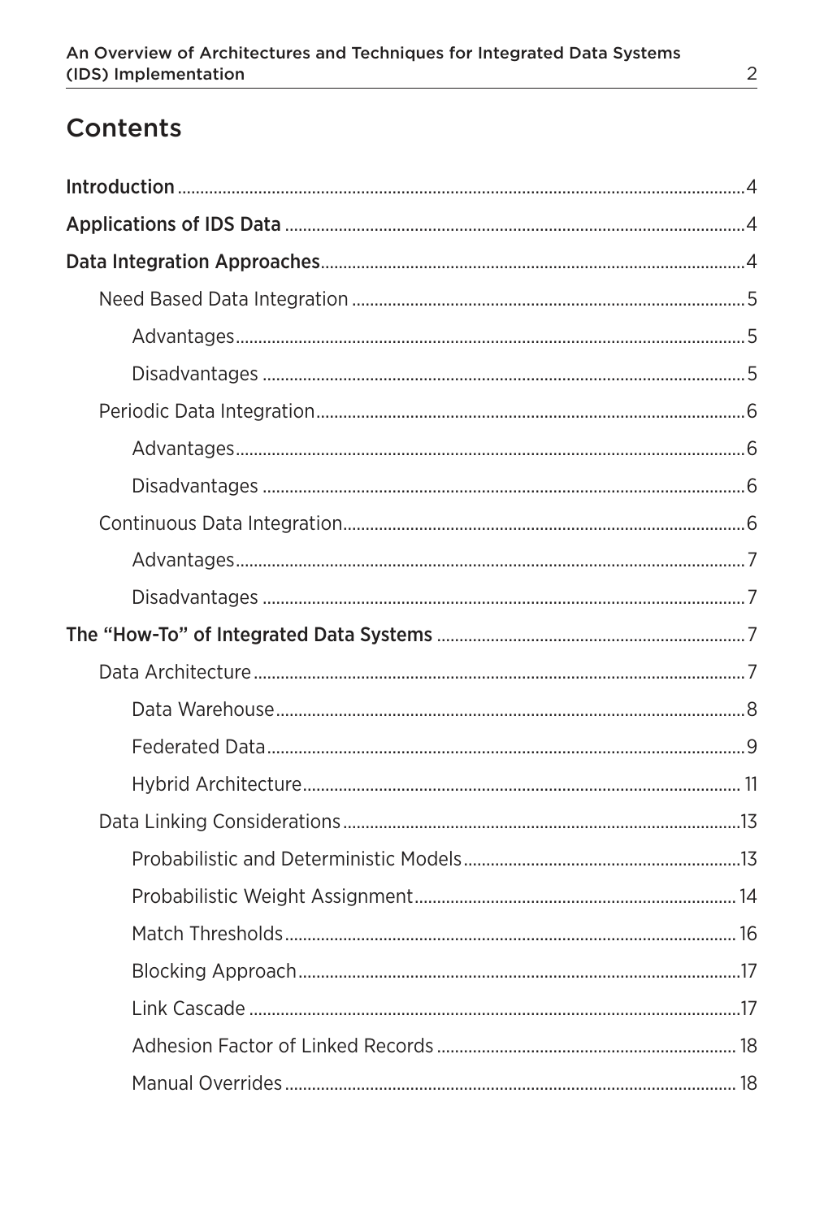# Contents

- **Introduction** ... 4
- **Applications of IDS Data** ... 4
- **Data Integration Approaches** ... 4
  - Need Based Data Integration ... 5
    - Advantages ... 5
    - Disadvantages ... 5
  - Periodic Data Integration ... 6
    - Advantages ... 6
    - Disadvantages ... 6
  - Continuous Data Integration ... 6
    - Advantages ... 7
    - Disadvantages ... 7
- **The "How-To" of Integrated Data Systems** ... 7
  - Data Architecture ... 7
    - Data Warehouse ... 8
    - Federated Data ... 9
    - Hybrid Architecture ... 11
  - Data Linking Considerations ... 13
    - Probabilistic and Deterministic Models ... 13
    - Probabilistic Weight Assignment ... 14
    - Match Thresholds ... 16
    - Blocking Approach ... 17
    - Link Cascade ... 17
    - Adhesion Factor of Linked Records ... 18
    - Manual Overrides ... 18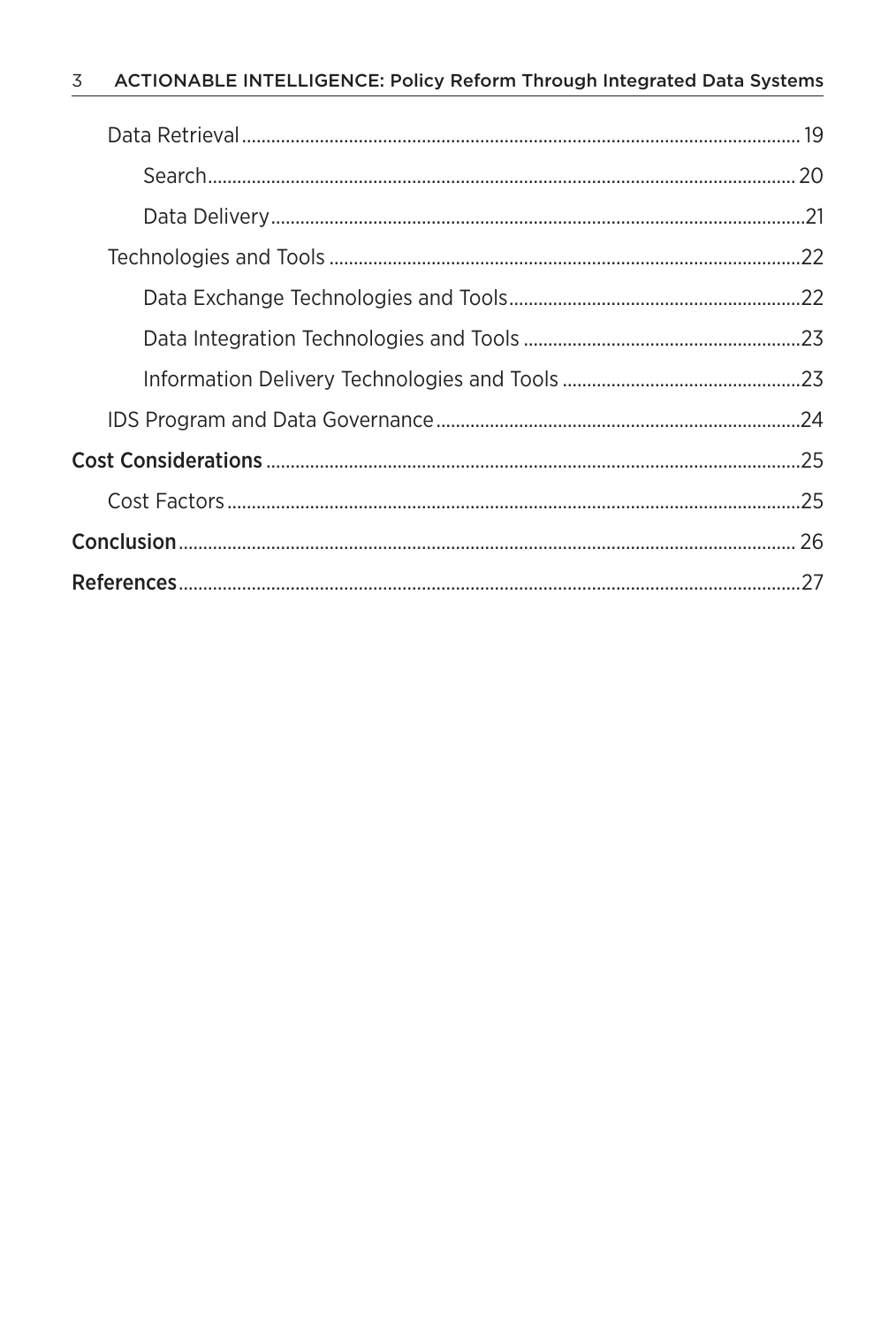- Data Retrieval ... 19
  - Search ... 20
  - Data Delivery ... 21
- Technologies and Tools ... 22
  - Data Exchange Technologies and Tools ... 22
  - Data Integration Technologies and Tools ... 23
  - Information Delivery Technologies and Tools ... 23
- IDS Program and Data Governance ... 24

**Cost Considerations** ... 25

- Cost Factors ... 25

**Conclusion** ... 26

**References** ... 27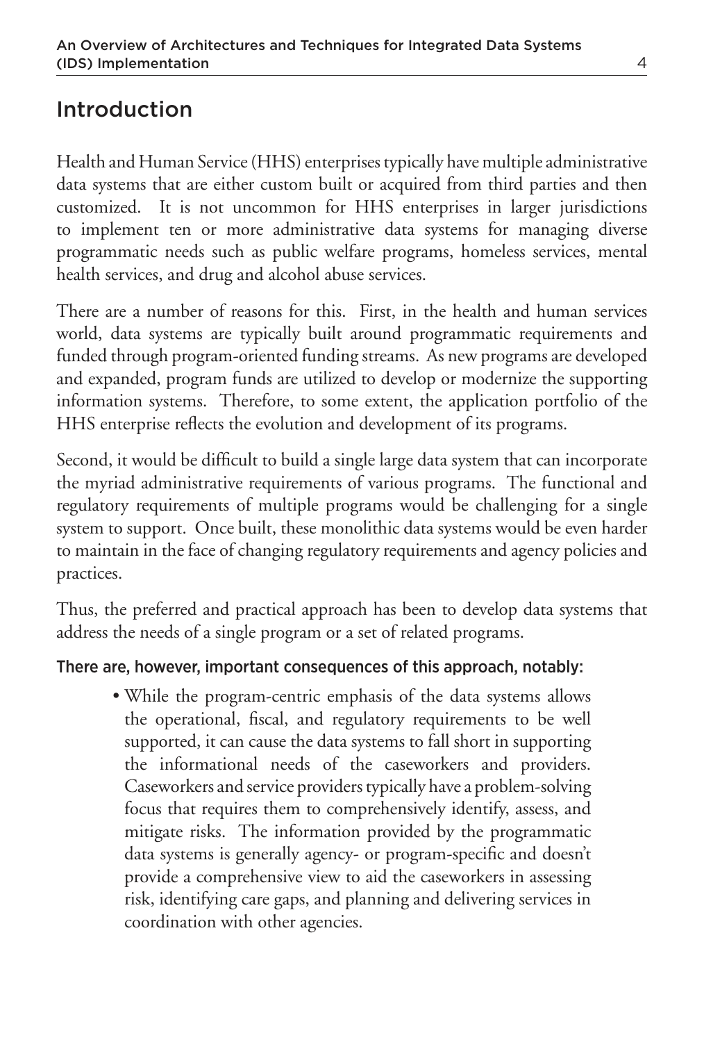## Introduction

Health and Human Service (HHS) enterprises typically have multiple administrative data systems that are either custom built or acquired from third parties and then customized. It is not uncommon for HHS enterprises in larger jurisdictions to implement ten or more administrative data systems for managing diverse programmatic needs such as public welfare programs, homeless services, mental health services, and drug and alcohol abuse services.

There are a number of reasons for this. First, in the health and human services world, data systems are typically built around programmatic requirements and funded through program-oriented funding streams. As new programs are developed and expanded, program funds are utilized to develop or modernize the supporting information systems. Therefore, to some extent, the application portfolio of the HHS enterprise reflects the evolution and development of its programs.

Second, it would be difficult to build a single large data system that can incorporate the myriad administrative requirements of various programs. The functional and regulatory requirements of multiple programs would be challenging for a single system to support. Once built, these monolithic data systems would be even harder to maintain in the face of changing regulatory requirements and agency policies and practices.

Thus, the preferred and practical approach has been to develop data systems that address the needs of a single program or a set of related programs.

#### There are, however, important consequences of this approach, notably:

- While the program-centric emphasis of the data systems allows the operational, fiscal, and regulatory requirements to be well supported, it can cause the data systems to fall short in supporting the informational needs of the caseworkers and providers. Caseworkers and service providers typically have a problem-solving focus that requires them to comprehensively identify, assess, and mitigate risks. The information provided by the programmatic data systems is generally agency- or program-specific and doesn't provide a comprehensive view to aid the caseworkers in assessing risk, identifying care gaps, and planning and delivering services in coordination with other agencies.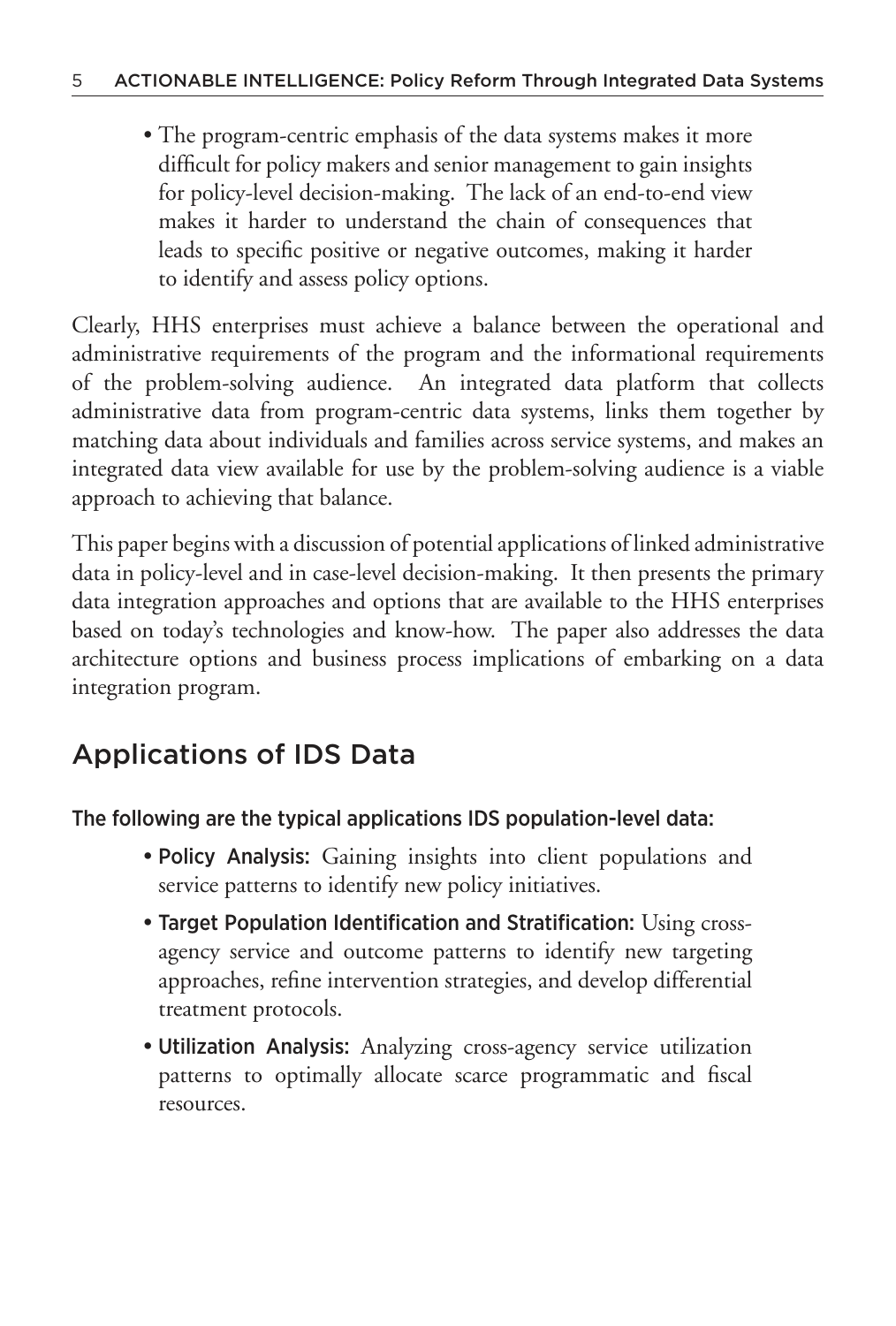- The program-centric emphasis of the data systems makes it more difficult for policy makers and senior management to gain insights for policy-level decision-making. The lack of an end-to-end view makes it harder to understand the chain of consequences that leads to specific positive or negative outcomes, making it harder to identify and assess policy options.

Clearly, HHS enterprises must achieve a balance between the operational and administrative requirements of the program and the informational requirements of the problem-solving audience. An integrated data platform that collects administrative data from program-centric data systems, links them together by matching data about individuals and families across service systems, and makes an integrated data view available for use by the problem-solving audience is a viable approach to achieving that balance.

This paper begins with a discussion of potential applications of linked administrative data in policy-level and in case-level decision-making. It then presents the primary data integration approaches and options that are available to the HHS enterprises based on today's technologies and know-how. The paper also addresses the data architecture options and business process implications of embarking on a data integration program.

## Applications of IDS Data

**The following are the typical applications IDS population-level data:**

- **Policy Analysis:** Gaining insights into client populations and service patterns to identify new policy initiatives.
- **Target Population Identification and Stratification:** Using cross-agency service and outcome patterns to identify new targeting approaches, refine intervention strategies, and develop differential treatment protocols.
- **Utilization Analysis:** Analyzing cross-agency service utilization patterns to optimally allocate scarce programmatic and fiscal resources.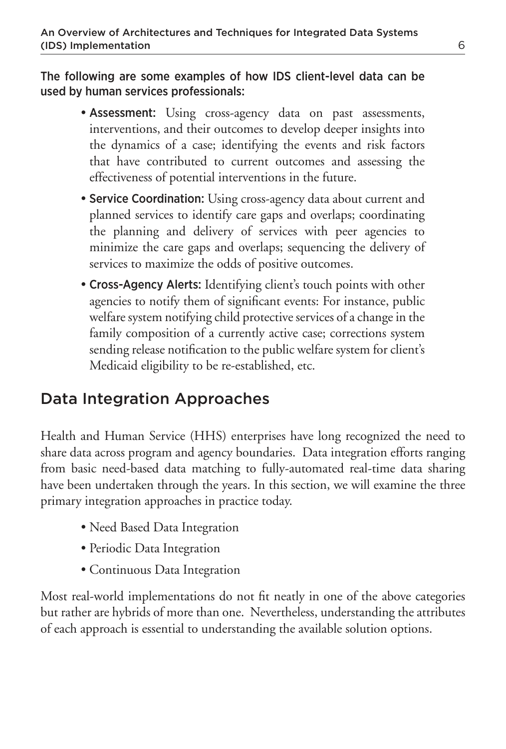The following are some examples of how IDS client-level data can be used by human services professionals:

- **Assessment:** Using cross-agency data on past assessments, interventions, and their outcomes to develop deeper insights into the dynamics of a case; identifying the events and risk factors that have contributed to current outcomes and assessing the effectiveness of potential interventions in the future.
- **Service Coordination:** Using cross-agency data about current and planned services to identify care gaps and overlaps; coordinating the planning and delivery of services with peer agencies to minimize the care gaps and overlaps; sequencing the delivery of services to maximize the odds of positive outcomes.
- **Cross-Agency Alerts:** Identifying client's touch points with other agencies to notify them of significant events: For instance, public welfare system notifying child protective services of a change in the family composition of a currently active case; corrections system sending release notification to the public welfare system for client's Medicaid eligibility to be re-established, etc.

## Data Integration Approaches

Health and Human Service (HHS) enterprises have long recognized the need to share data across program and agency boundaries. Data integration efforts ranging from basic need-based data matching to fully-automated real-time data sharing have been undertaken through the years. In this section, we will examine the three primary integration approaches in practice today.

- Need Based Data Integration
- Periodic Data Integration
- Continuous Data Integration

Most real-world implementations do not fit neatly in one of the above categories but rather are hybrids of more than one. Nevertheless, understanding the attributes of each approach is essential to understanding the available solution options.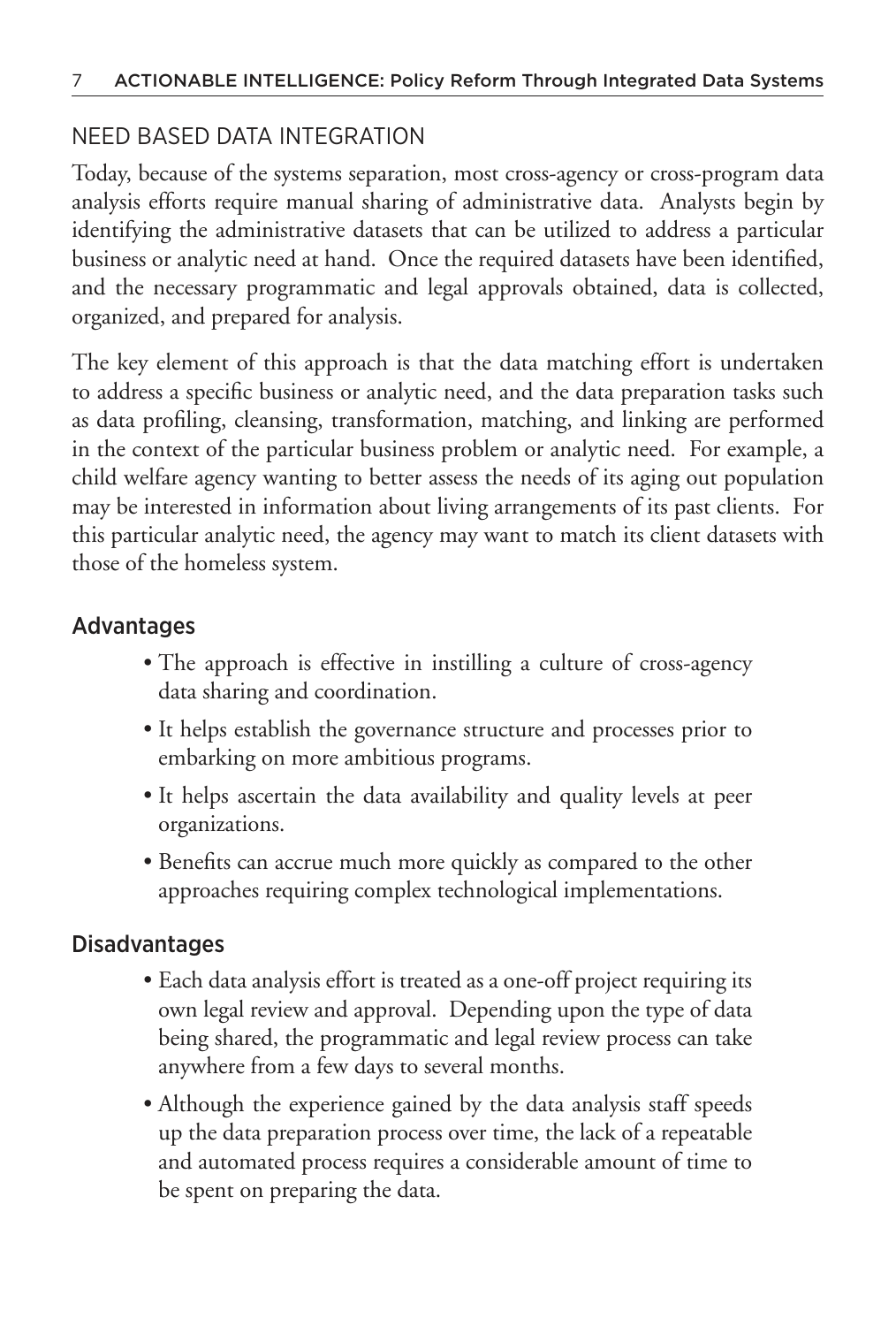## NEED BASED DATA INTEGRATION

Today, because of the systems separation, most cross-agency or cross-program data analysis efforts require manual sharing of administrative data. Analysts begin by identifying the administrative datasets that can be utilized to address a particular business or analytic need at hand. Once the required datasets have been identified, and the necessary programmatic and legal approvals obtained, data is collected, organized, and prepared for analysis.

The key element of this approach is that the data matching effort is undertaken to address a specific business or analytic need, and the data preparation tasks such as data profiling, cleansing, transformation, matching, and linking are performed in the context of the particular business problem or analytic need. For example, a child welfare agency wanting to better assess the needs of its aging out population may be interested in information about living arrangements of its past clients. For this particular analytic need, the agency may want to match its client datasets with those of the homeless system.

### Advantages

- The approach is effective in instilling a culture of cross-agency data sharing and coordination.
- It helps establish the governance structure and processes prior to embarking on more ambitious programs.
- It helps ascertain the data availability and quality levels at peer organizations.
- Benefits can accrue much more quickly as compared to the other approaches requiring complex technological implementations.

### Disadvantages

- Each data analysis effort is treated as a one-off project requiring its own legal review and approval. Depending upon the type of data being shared, the programmatic and legal review process can take anywhere from a few days to several months.
- Although the experience gained by the data analysis staff speeds up the data preparation process over time, the lack of a repeatable and automated process requires a considerable amount of time to be spent on preparing the data.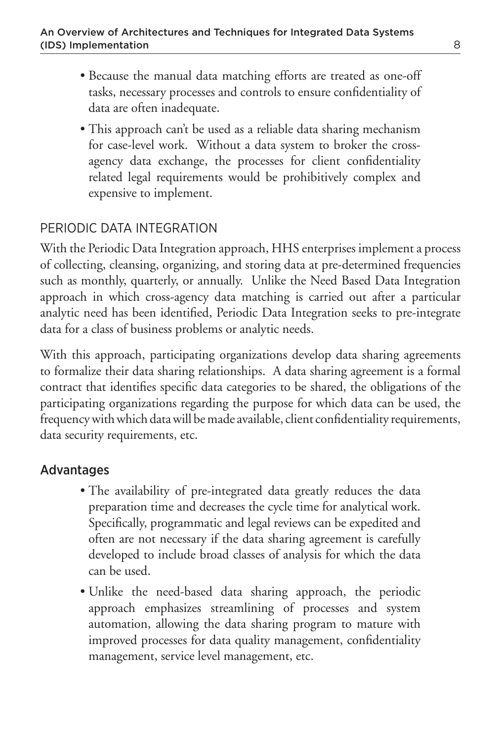- Because the manual data matching efforts are treated as one-off tasks, necessary processes and controls to ensure confidentiality of data are often inadequate.
- This approach can't be used as a reliable data sharing mechanism for case-level work. Without a data system to broker the cross-agency data exchange, the processes for client confidentiality related legal requirements would be prohibitively complex and expensive to implement.

## PERIODIC DATA INTEGRATION

With the Periodic Data Integration approach, HHS enterprises implement a process of collecting, cleansing, organizing, and storing data at pre-determined frequencies such as monthly, quarterly, or annually. Unlike the Need Based Data Integration approach in which cross-agency data matching is carried out after a particular analytic need has been identified, Periodic Data Integration seeks to pre-integrate data for a class of business problems or analytic needs.

With this approach, participating organizations develop data sharing agreements to formalize their data sharing relationships. A data sharing agreement is a formal contract that identifies specific data categories to be shared, the obligations of the participating organizations regarding the purpose for which data can be used, the frequency with which data will be made available, client confidentiality requirements, data security requirements, etc.

### Advantages

- The availability of pre-integrated data greatly reduces the data preparation time and decreases the cycle time for analytical work. Specifically, programmatic and legal reviews can be expedited and often are not necessary if the data sharing agreement is carefully developed to include broad classes of analysis for which the data can be used.
- Unlike the need-based data sharing approach, the periodic approach emphasizes streamlining of processes and system automation, allowing the data sharing program to mature with improved processes for data quality management, confidentiality management, service level management, etc.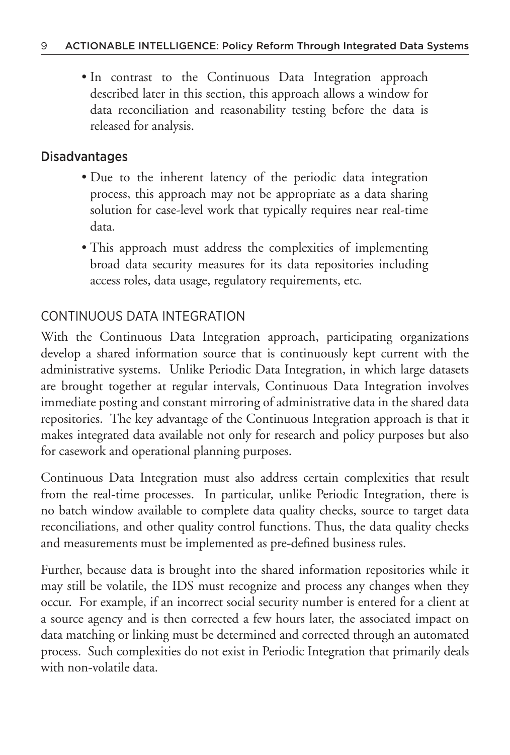- In contrast to the Continuous Data Integration approach described later in this section, this approach allows a window for data reconciliation and reasonability testing before the data is released for analysis.

### Disadvantages

- Due to the inherent latency of the periodic data integration process, this approach may not be appropriate as a data sharing solution for case-level work that typically requires near real-time data.
- This approach must address the complexities of implementing broad data security measures for its data repositories including access roles, data usage, regulatory requirements, etc.

## CONTINUOUS DATA INTEGRATION

With the Continuous Data Integration approach, participating organizations develop a shared information source that is continuously kept current with the administrative systems. Unlike Periodic Data Integration, in which large datasets are brought together at regular intervals, Continuous Data Integration involves immediate posting and constant mirroring of administrative data in the shared data repositories. The key advantage of the Continuous Integration approach is that it makes integrated data available not only for research and policy purposes but also for casework and operational planning purposes.

Continuous Data Integration must also address certain complexities that result from the real-time processes. In particular, unlike Periodic Integration, there is no batch window available to complete data quality checks, source to target data reconciliations, and other quality control functions. Thus, the data quality checks and measurements must be implemented as pre-defined business rules.

Further, because data is brought into the shared information repositories while it may still be volatile, the IDS must recognize and process any changes when they occur. For example, if an incorrect social security number is entered for a client at a source agency and is then corrected a few hours later, the associated impact on data matching or linking must be determined and corrected through an automated process. Such complexities do not exist in Periodic Integration that primarily deals with non-volatile data.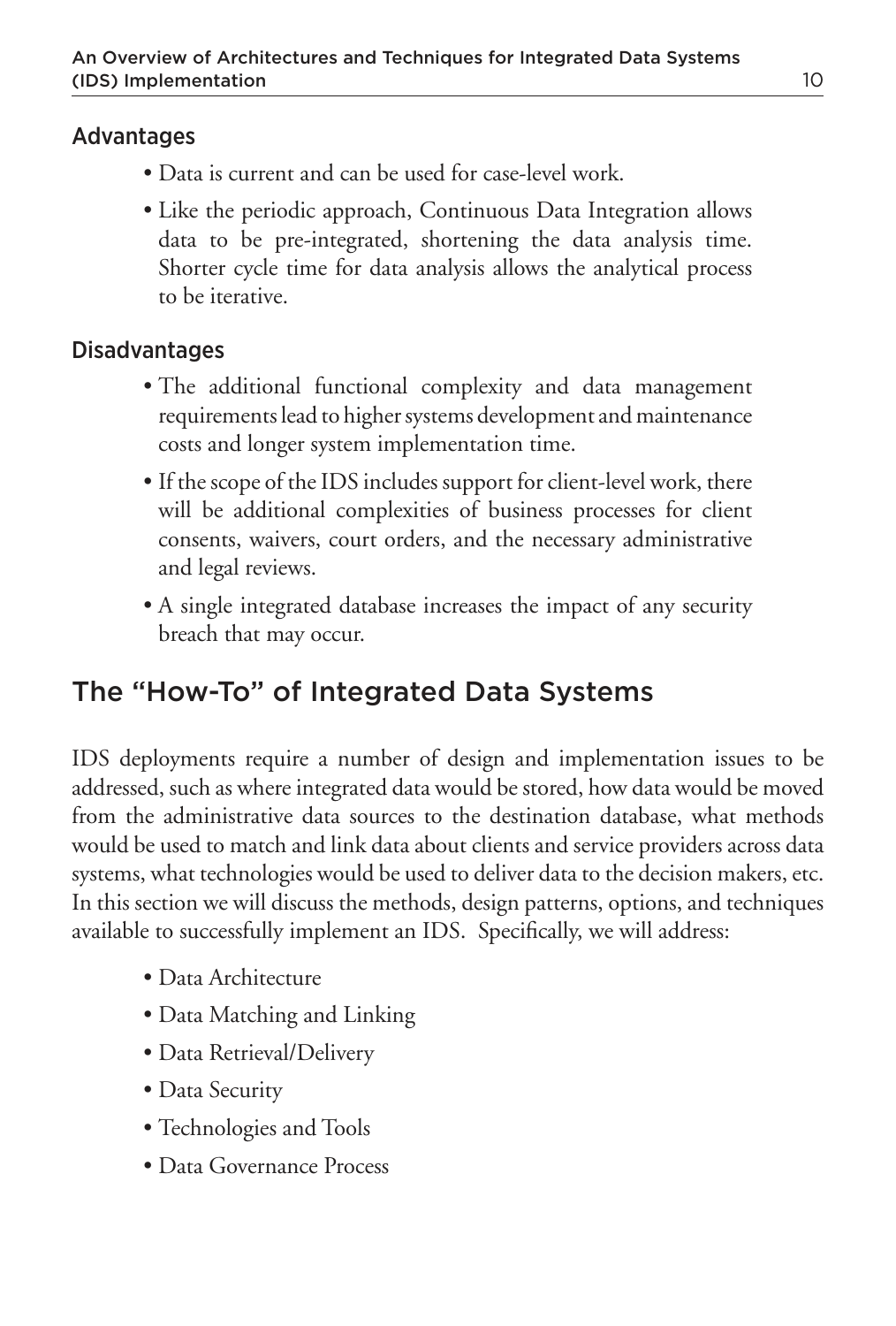### Advantages

- Data is current and can be used for case-level work.
- Like the periodic approach, Continuous Data Integration allows data to be pre-integrated, shortening the data analysis time. Shorter cycle time for data analysis allows the analytical process to be iterative.

### Disadvantages

- The additional functional complexity and data management requirements lead to higher systems development and maintenance costs and longer system implementation time.
- If the scope of the IDS includes support for client-level work, there will be additional complexities of business processes for client consents, waivers, court orders, and the necessary administrative and legal reviews.
- A single integrated database increases the impact of any security breach that may occur.

## The "How-To" of Integrated Data Systems

IDS deployments require a number of design and implementation issues to be addressed, such as where integrated data would be stored, how data would be moved from the administrative data sources to the destination database, what methods would be used to match and link data about clients and service providers across data systems, what technologies would be used to deliver data to the decision makers, etc. In this section we will discuss the methods, design patterns, options, and techniques available to successfully implement an IDS. Specifically, we will address:

- Data Architecture
- Data Matching and Linking
- Data Retrieval/Delivery
- Data Security
- Technologies and Tools
- Data Governance Process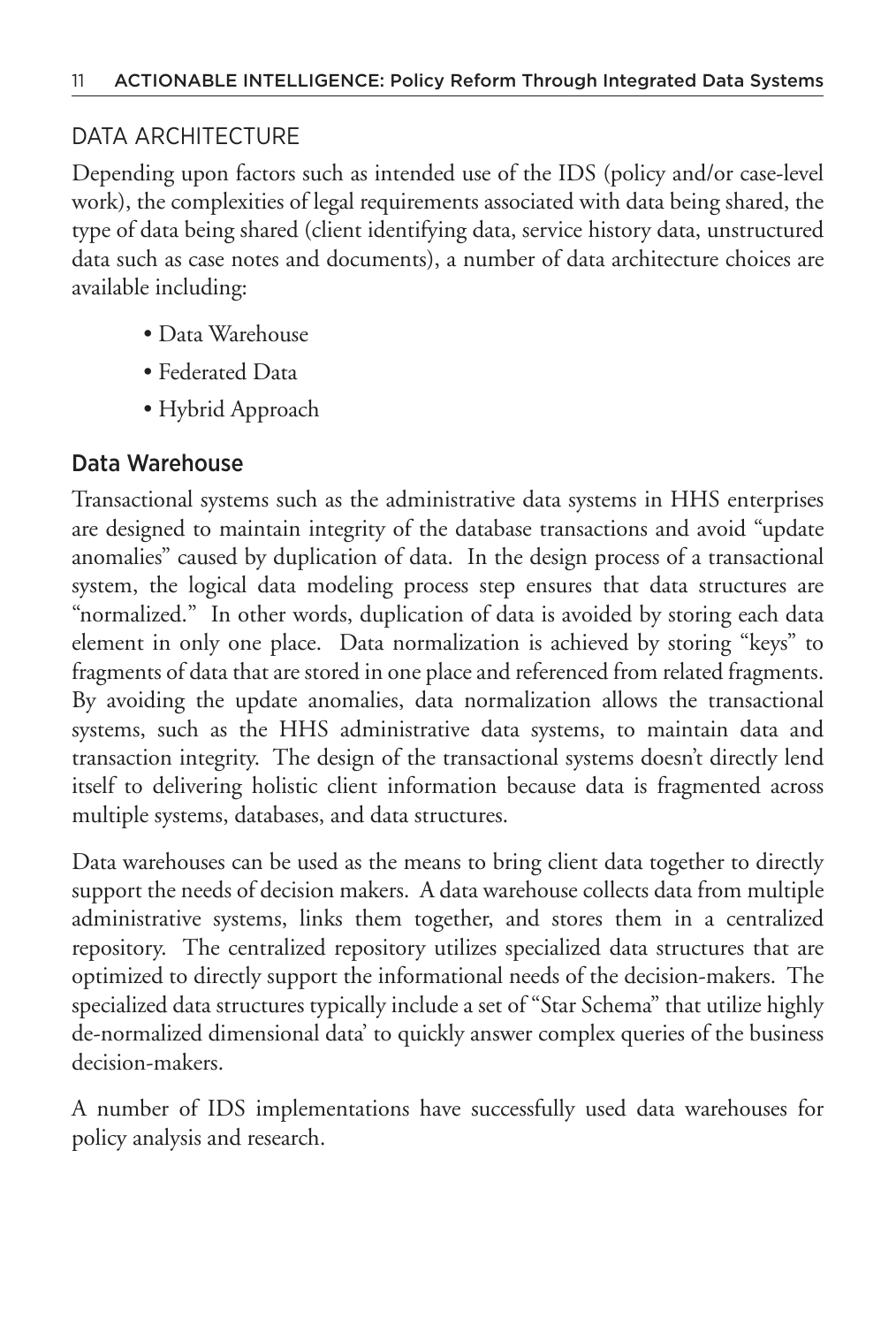## DATA ARCHITECTURE

Depending upon factors such as intended use of the IDS (policy and/or case-level work), the complexities of legal requirements associated with data being shared, the type of data being shared (client identifying data, service history data, unstructured data such as case notes and documents), a number of data architecture choices are available including:

- Data Warehouse
- Federated Data
- Hybrid Approach

### Data Warehouse

Transactional systems such as the administrative data systems in HHS enterprises are designed to maintain integrity of the database transactions and avoid "update anomalies" caused by duplication of data. In the design process of a transactional system, the logical data modeling process step ensures that data structures are "normalized." In other words, duplication of data is avoided by storing each data element in only one place. Data normalization is achieved by storing "keys" to fragments of data that are stored in one place and referenced from related fragments. By avoiding the update anomalies, data normalization allows the transactional systems, such as the HHS administrative data systems, to maintain data and transaction integrity. The design of the transactional systems doesn't directly lend itself to delivering holistic client information because data is fragmented across multiple systems, databases, and data structures.

Data warehouses can be used as the means to bring client data together to directly support the needs of decision makers. A data warehouse collects data from multiple administrative systems, links them together, and stores them in a centralized repository. The centralized repository utilizes specialized data structures that are optimized to directly support the informational needs of the decision-makers. The specialized data structures typically include a set of "Star Schema" that utilize highly de-normalized dimensional data' to quickly answer complex queries of the business decision-makers.

A number of IDS implementations have successfully used data warehouses for policy analysis and research.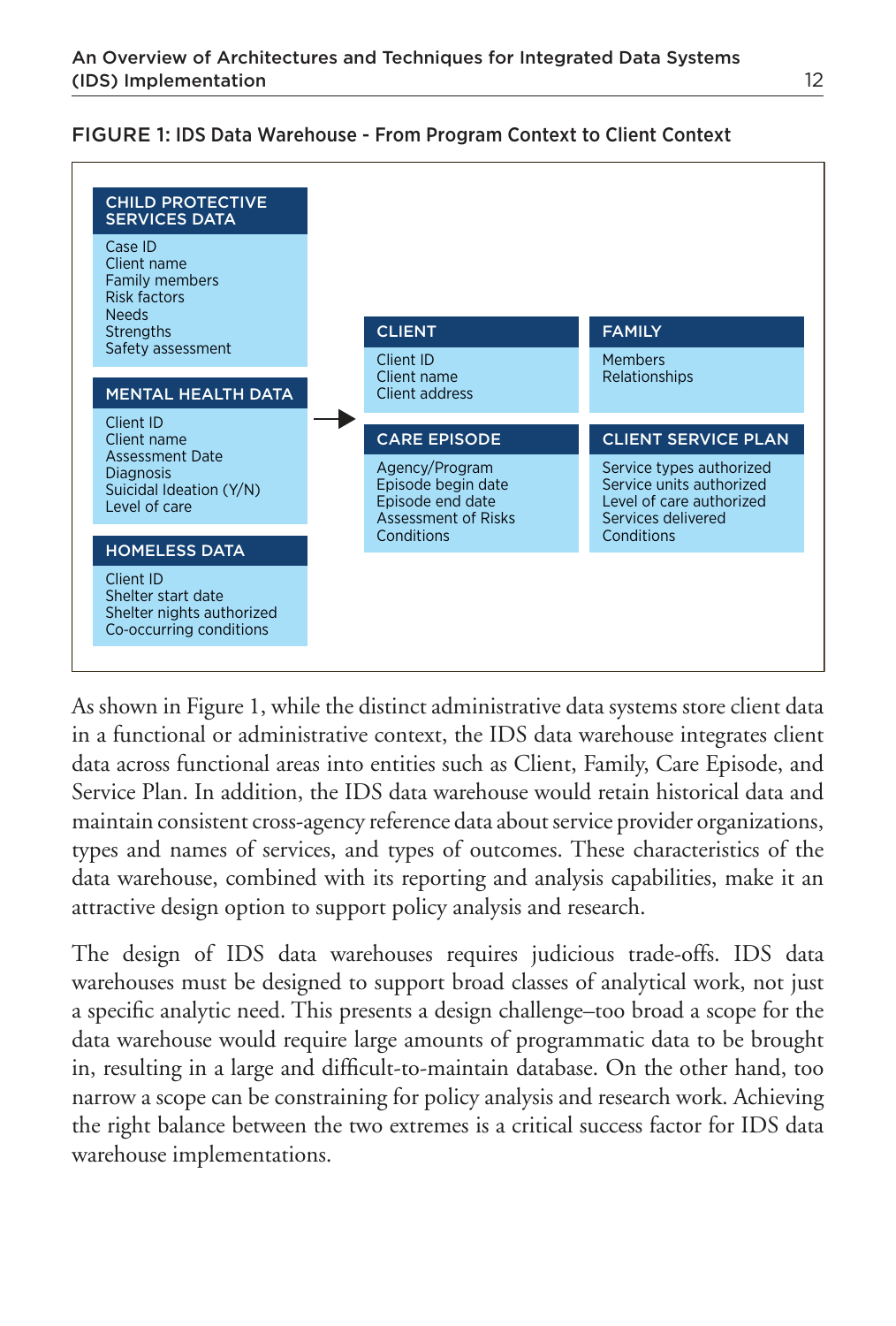**FIGURE 1: IDS Data Warehouse - From Program Context to Client Context**

**CHILD PROTECTIVE SERVICES DATA**
Case ID
Client name
Family members
Risk factors
Needs
Strengths
Safety assessment

**MENTAL HEALTH DATA**
Client ID
Client name
Assessment Date
Diagnosis
Suicidal Ideation (Y/N)
Level of care

**HOMELESS DATA**
Client ID
Shelter start date
Shelter nights authorized
Co-occurring conditions

→

**CLIENT**
Client ID
Client name
Client address

**FAMILY**
Members
Relationships

**CARE EPISODE**
Agency/Program
Episode begin date
Episode end date
Assessment of Risks
Conditions

**CLIENT SERVICE PLAN**
Service types authorized
Service units authorized
Level of care authorized
Services delivered
Conditions

As shown in Figure 1, while the distinct administrative data systems store client data in a functional or administrative context, the IDS data warehouse integrates client data across functional areas into entities such as Client, Family, Care Episode, and Service Plan. In addition, the IDS data warehouse would retain historical data and maintain consistent cross-agency reference data about service provider organizations, types and names of services, and types of outcomes. These characteristics of the data warehouse, combined with its reporting and analysis capabilities, make it an attractive design option to support policy analysis and research.

The design of IDS data warehouses requires judicious trade-offs. IDS data warehouses must be designed to support broad classes of analytical work, not just a specific analytic need. This presents a design challenge–too broad a scope for the data warehouse would require large amounts of programmatic data to be brought in, resulting in a large and difficult-to-maintain database. On the other hand, too narrow a scope can be constraining for policy analysis and research work. Achieving the right balance between the two extremes is a critical success factor for IDS data warehouse implementations.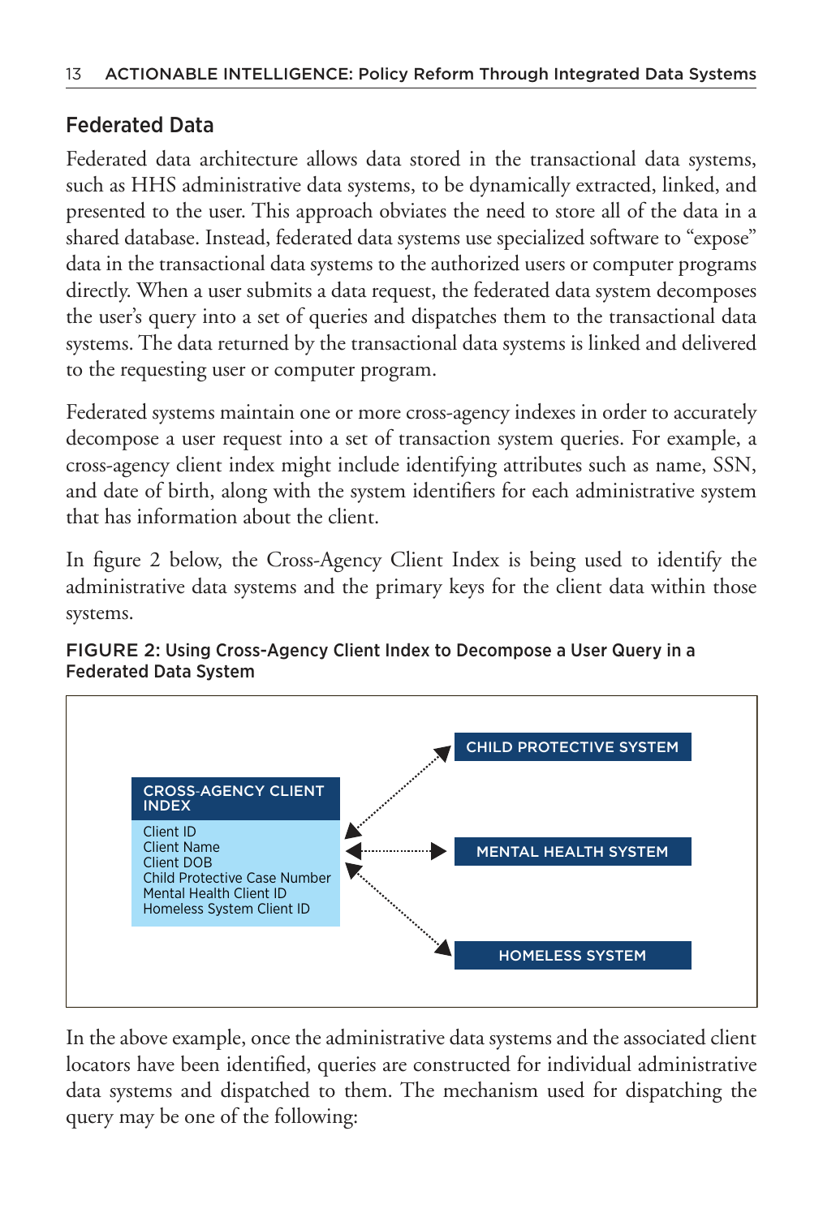## Federated Data

Federated data architecture allows data stored in the transactional data systems, such as HHS administrative data systems, to be dynamically extracted, linked, and presented to the user. This approach obviates the need to store all of the data in a shared database. Instead, federated data systems use specialized software to "expose" data in the transactional data systems to the authorized users or computer programs directly. When a user submits a data request, the federated data system decomposes the user's query into a set of queries and dispatches them to the transactional data systems. The data returned by the transactional data systems is linked and delivered to the requesting user or computer program.

Federated systems maintain one or more cross-agency indexes in order to accurately decompose a user request into a set of transaction system queries. For example, a cross-agency client index might include identifying attributes such as name, SSN, and date of birth, along with the system identifiers for each administrative system that has information about the client.

In figure 2 below, the Cross-Agency Client Index is being used to identify the administrative data systems and the primary keys for the client data within those systems.

**FIGURE 2: Using Cross-Agency Client Index to Decompose a User Query in a Federated Data System**

CROSS-AGENCY CLIENT INDEX
- Client ID
- Client Name
- Client DOB
- Child Protective Case Number
- Mental Health Client ID
- Homeless System Client ID

CHILD PROTECTIVE SYSTEM

MENTAL HEALTH SYSTEM

HOMELESS SYSTEM

In the above example, once the administrative data systems and the associated client locators have been identified, queries are constructed for individual administrative data systems and dispatched to them. The mechanism used for dispatching the query may be one of the following: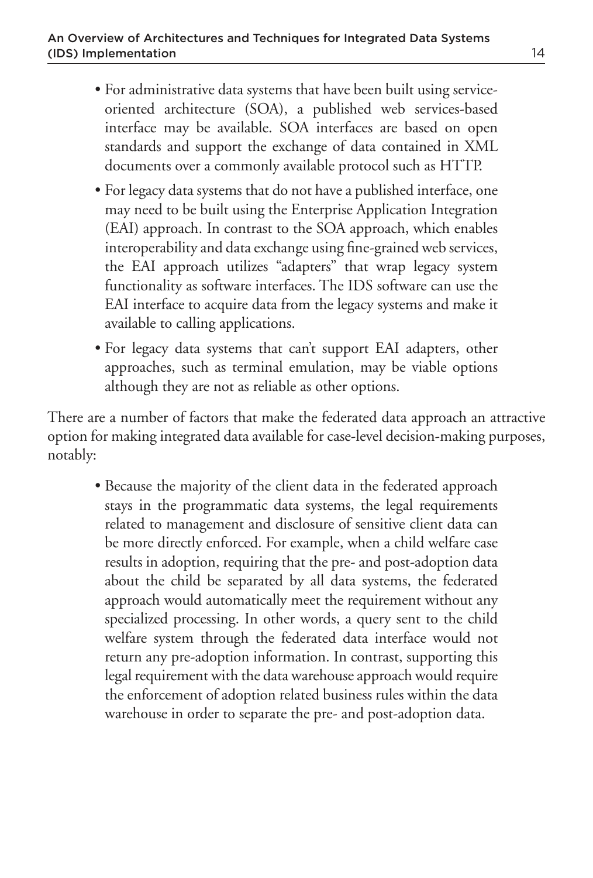- For administrative data systems that have been built using service-oriented architecture (SOA), a published web services-based interface may be available. SOA interfaces are based on open standards and support the exchange of data contained in XML documents over a commonly available protocol such as HTTP.
- For legacy data systems that do not have a published interface, one may need to be built using the Enterprise Application Integration (EAI) approach. In contrast to the SOA approach, which enables interoperability and data exchange using fine-grained web services, the EAI approach utilizes "adapters" that wrap legacy system functionality as software interfaces. The IDS software can use the EAI interface to acquire data from the legacy systems and make it available to calling applications.
- For legacy data systems that can't support EAI adapters, other approaches, such as terminal emulation, may be viable options although they are not as reliable as other options.

There are a number of factors that make the federated data approach an attractive option for making integrated data available for case-level decision-making purposes, notably:

- Because the majority of the client data in the federated approach stays in the programmatic data systems, the legal requirements related to management and disclosure of sensitive client data can be more directly enforced. For example, when a child welfare case results in adoption, requiring that the pre- and post-adoption data about the child be separated by all data systems, the federated approach would automatically meet the requirement without any specialized processing. In other words, a query sent to the child welfare system through the federated data interface would not return any pre-adoption information. In contrast, supporting this legal requirement with the data warehouse approach would require the enforcement of adoption related business rules within the data warehouse in order to separate the pre- and post-adoption data.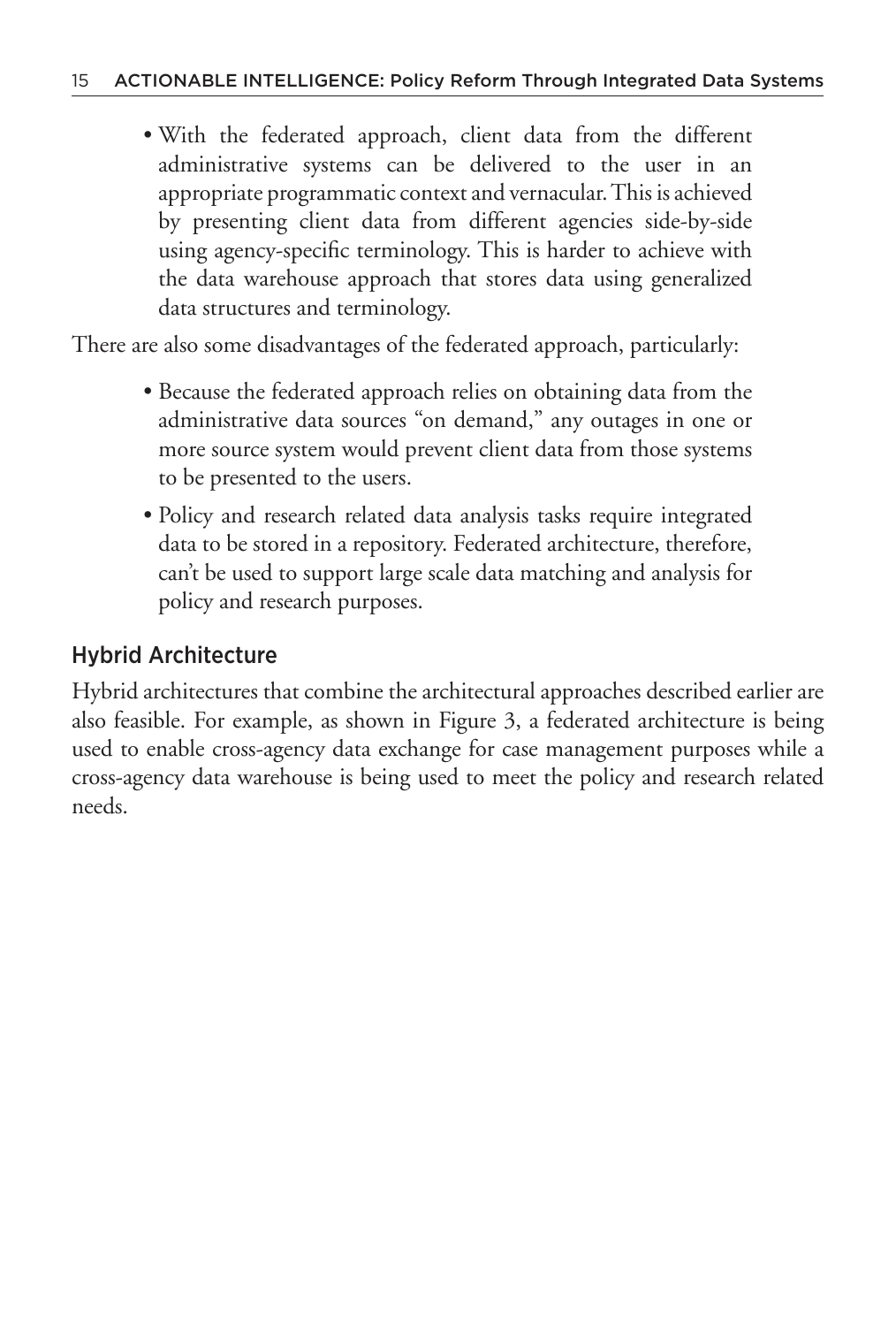- With the federated approach, client data from the different administrative systems can be delivered to the user in an appropriate programmatic context and vernacular. This is achieved by presenting client data from different agencies side-by-side using agency-specific terminology. This is harder to achieve with the data warehouse approach that stores data using generalized data structures and terminology.

There are also some disadvantages of the federated approach, particularly:

- Because the federated approach relies on obtaining data from the administrative data sources "on demand," any outages in one or more source system would prevent client data from those systems to be presented to the users.
- Policy and research related data analysis tasks require integrated data to be stored in a repository. Federated architecture, therefore, can't be used to support large scale data matching and analysis for policy and research purposes.

## Hybrid Architecture

Hybrid architectures that combine the architectural approaches described earlier are also feasible. For example, as shown in Figure 3, a federated architecture is being used to enable cross-agency data exchange for case management purposes while a cross-agency data warehouse is being used to meet the policy and research related needs.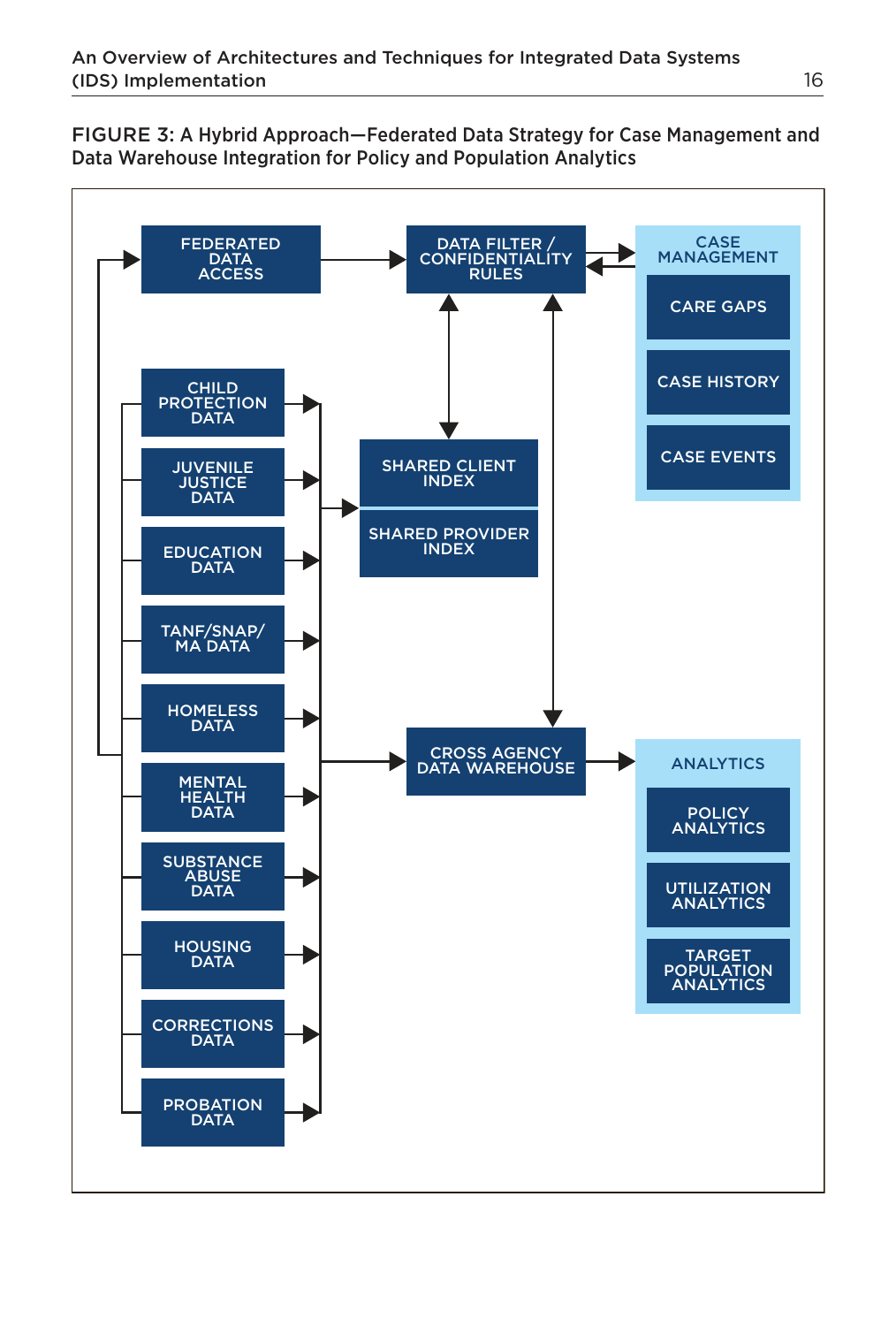FIGURE 3: A Hybrid Approach—Federated Data Strategy for Case Management and Data Warehouse Integration for Policy and Population Analytics

FEDERATED DATA ACCESS

DATA FILTER / CONFIDENTIALITY RULES

CASE MANAGEMENT

CARE GAPS

CASE HISTORY

CASE EVENTS

CHILD PROTECTION DATA

JUVENILE JUSTICE DATA

EDUCATION DATA

TANF/SNAP/ MA DATA

HOMELESS DATA

MENTAL HEALTH DATA

SUBSTANCE ABUSE DATA

HOUSING DATA

CORRECTIONS DATA

PROBATION DATA

SHARED CLIENT INDEX

SHARED PROVIDER INDEX

CROSS AGENCY DATA WAREHOUSE

ANALYTICS

POLICY ANALYTICS

UTILIZATION ANALYTICS

TARGET POPULATION ANALYTICS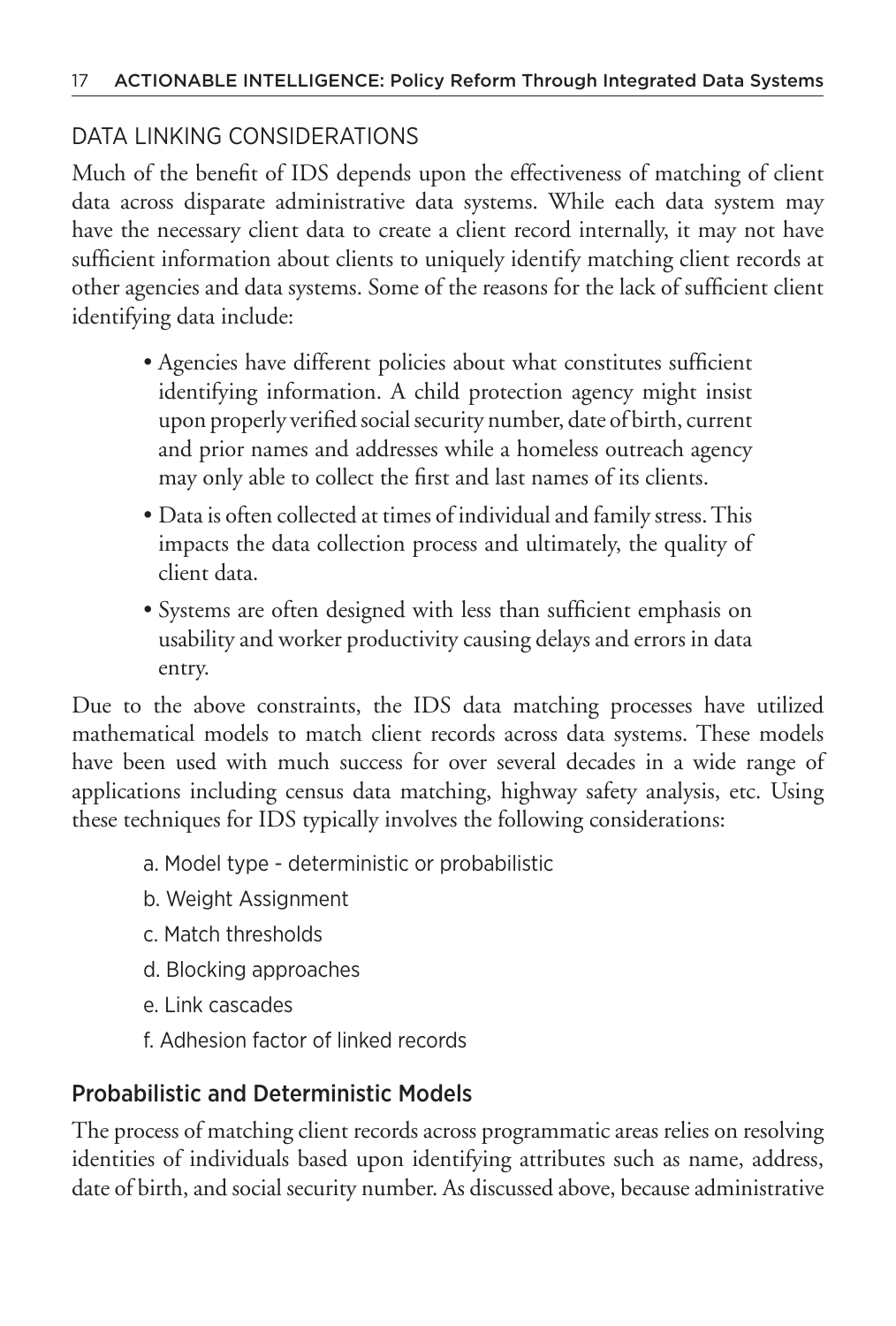## DATA LINKING CONSIDERATIONS

Much of the benefit of IDS depends upon the effectiveness of matching of client data across disparate administrative data systems. While each data system may have the necessary client data to create a client record internally, it may not have sufficient information about clients to uniquely identify matching client records at other agencies and data systems. Some of the reasons for the lack of sufficient client identifying data include:

- Agencies have different policies about what constitutes sufficient identifying information. A child protection agency might insist upon properly verified social security number, date of birth, current and prior names and addresses while a homeless outreach agency may only able to collect the first and last names of its clients.
- Data is often collected at times of individual and family stress. This impacts the data collection process and ultimately, the quality of client data.
- Systems are often designed with less than sufficient emphasis on usability and worker productivity causing delays and errors in data entry.

Due to the above constraints, the IDS data matching processes have utilized mathematical models to match client records across data systems. These models have been used with much success for over several decades in a wide range of applications including census data matching, highway safety analysis, etc. Using these techniques for IDS typically involves the following considerations:

a. Model type - deterministic or probabilistic
b. Weight Assignment
c. Match thresholds
d. Blocking approaches
e. Link cascades
f. Adhesion factor of linked records

### Probabilistic and Deterministic Models

The process of matching client records across programmatic areas relies on resolving identities of individuals based upon identifying attributes such as name, address, date of birth, and social security number. As discussed above, because administrative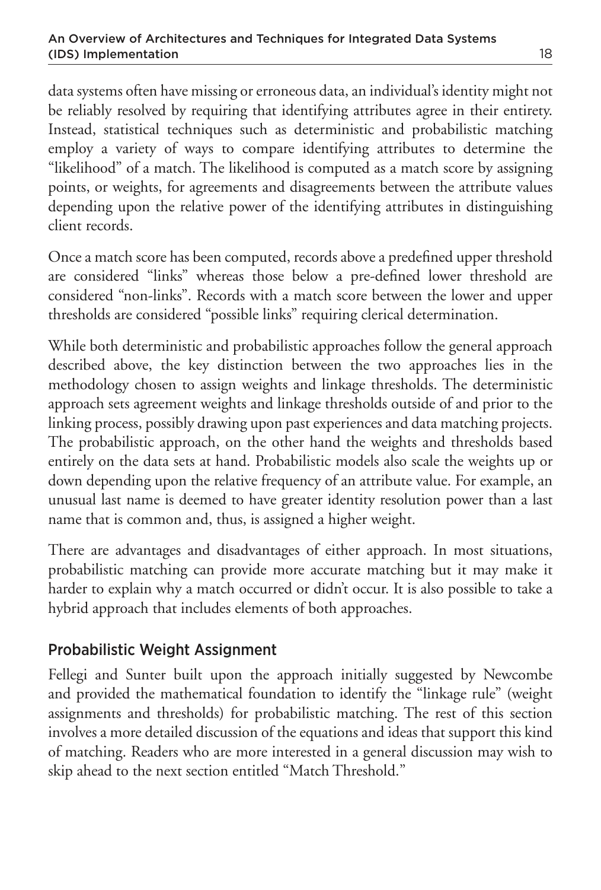data systems often have missing or erroneous data, an individual's identity might not be reliably resolved by requiring that identifying attributes agree in their entirety. Instead, statistical techniques such as deterministic and probabilistic matching employ a variety of ways to compare identifying attributes to determine the "likelihood" of a match. The likelihood is computed as a match score by assigning points, or weights, for agreements and disagreements between the attribute values depending upon the relative power of the identifying attributes in distinguishing client records.

Once a match score has been computed, records above a predefined upper threshold are considered "links" whereas those below a pre-defined lower threshold are considered "non-links". Records with a match score between the lower and upper thresholds are considered "possible links" requiring clerical determination.

While both deterministic and probabilistic approaches follow the general approach described above, the key distinction between the two approaches lies in the methodology chosen to assign weights and linkage thresholds. The deterministic approach sets agreement weights and linkage thresholds outside of and prior to the linking process, possibly drawing upon past experiences and data matching projects. The probabilistic approach, on the other hand the weights and thresholds based entirely on the data sets at hand. Probabilistic models also scale the weights up or down depending upon the relative frequency of an attribute value. For example, an unusual last name is deemed to have greater identity resolution power than a last name that is common and, thus, is assigned a higher weight.

There are advantages and disadvantages of either approach. In most situations, probabilistic matching can provide more accurate matching but it may make it harder to explain why a match occurred or didn't occur. It is also possible to take a hybrid approach that includes elements of both approaches.

## Probabilistic Weight Assignment

Fellegi and Sunter built upon the approach initially suggested by Newcombe and provided the mathematical foundation to identify the "linkage rule" (weight assignments and thresholds) for probabilistic matching. The rest of this section involves a more detailed discussion of the equations and ideas that support this kind of matching. Readers who are more interested in a general discussion may wish to skip ahead to the next section entitled "Match Threshold."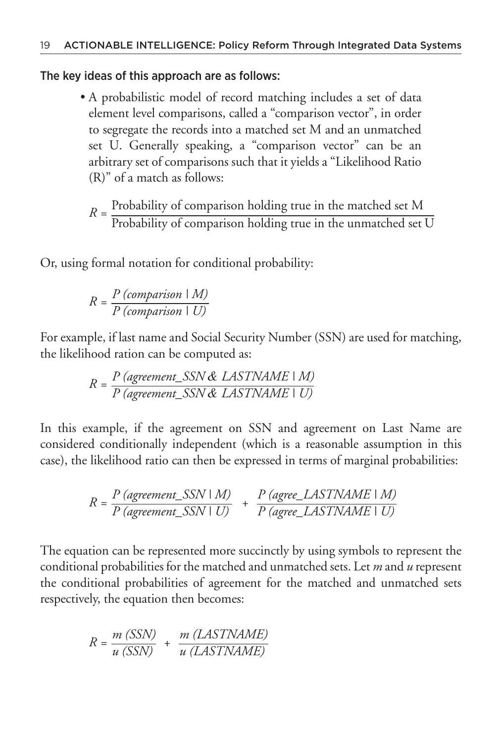The key ideas of this approach are as follows:

- A probabilistic model of record matching includes a set of data element level comparisons, called a "comparison vector", in order to segregate the records into a matched set M and an unmatched set U. Generally speaking, a "comparison vector" can be an arbitrary set of comparisons such that it yields a "Likelihood Ratio (R)" of a match as follows:

  $$R = \frac{\text{Probability of comparison holding true in the matched set M}}{\text{Probability of comparison holding true in the unmatched set U}}$$

Or, using formal notation for conditional probability:

$$R = \frac{P\,(comparison \mid M)}{P\,(comparison \mid U)}$$

For example, if last name and Social Security Number (SSN) are used for matching, the likelihood ration can be computed as:

$$R = \frac{P\,(agreement\_SSN\,\&\;LASTNAME \mid M)}{P\,(agreement\_SSN\,\&\;LASTNAME \mid U)}$$

In this example, if the agreement on SSN and agreement on Last Name are considered conditionally independent (which is a reasonable assumption in this case), the likelihood ratio can then be expressed in terms of marginal probabilities:

$$R = \frac{P\,(agreement\_SSN \mid M)}{P\,(agreement\_SSN \mid U)} + \frac{P\,(agree\_LASTNAME \mid M)}{P\,(agree\_LASTNAME \mid U)}$$

The equation can be represented more succinctly by using symbols to represent the conditional probabilities for the matched and unmatched sets. Let *m* and *u* represent the conditional probabilities of agreement for the matched and unmatched sets respectively, the equation then becomes:

$$R = \frac{m\,(SSN)}{u\,(SSN)} + \frac{m\,(LASTNAME)}{u\,(LASTNAME)}$$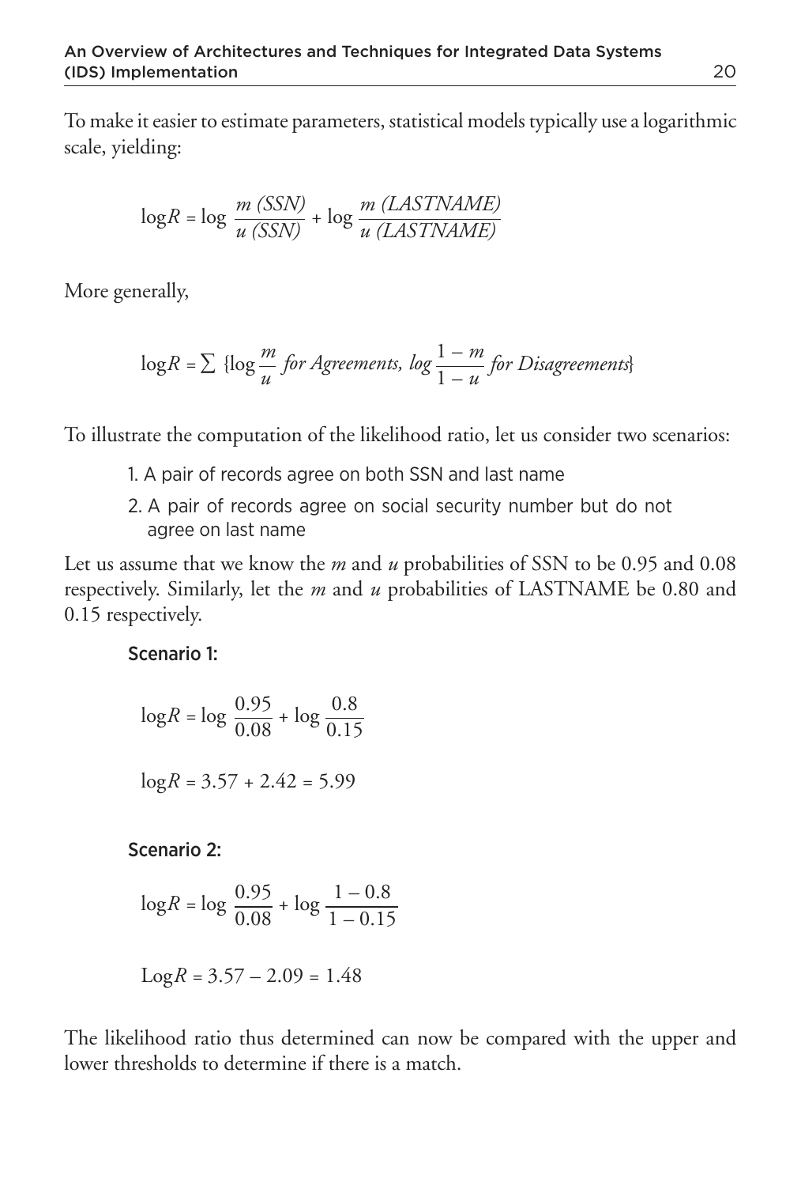To make it easier to estimate parameters, statistical models typically use a logarithmic scale, yielding:

$$\log R = \log \frac{m\ (SSN)}{u\ (SSN)} + \log \frac{m\ (LASTNAME)}{u\ (LASTNAME)}$$

More generally,

$$\log R = \sum \{\log \frac{m}{u} \textit{ for Agreements, } log \frac{1-m}{1-u} \textit{ for Disagreements}\}$$

To illustrate the computation of the likelihood ratio, let us consider two scenarios:

1. A pair of records agree on both SSN and last name
2. A pair of records agree on social security number but do not agree on last name

Let us assume that we know the *m* and *u* probabilities of SSN to be 0.95 and 0.08 respectively. Similarly, let the *m* and *u* probabilities of LASTNAME be 0.80 and 0.15 respectively.

**Scenario 1:**

$$\log R = \log \frac{0.95}{0.08} + \log \frac{0.8}{0.15}$$

$$\log R = 3.57 + 2.42 = 5.99$$

**Scenario 2:**

$$\log R = \log \frac{0.95}{0.08} + \log \frac{1-0.8}{1-0.15}$$

$$\text{Log}R = 3.57 - 2.09 = 1.48$$

The likelihood ratio thus determined can now be compared with the upper and lower thresholds to determine if there is a match.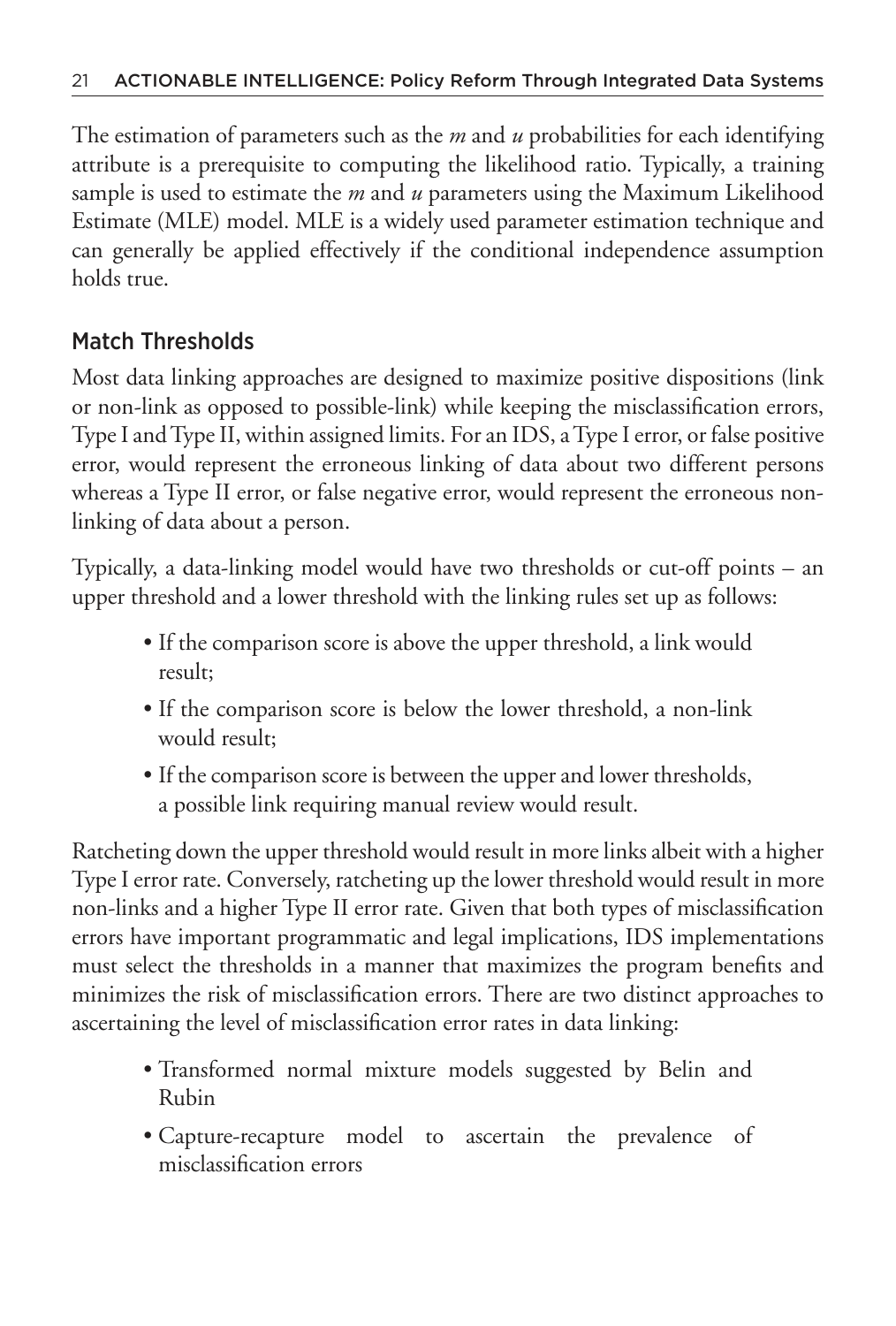The estimation of parameters such as the $m$ and $u$ probabilities for each identifying attribute is a prerequisite to computing the likelihood ratio. Typically, a training sample is used to estimate the $m$ and $u$ parameters using the Maximum Likelihood Estimate (MLE) model. MLE is a widely used parameter estimation technique and can generally be applied effectively if the conditional independence assumption holds true.

## Match Thresholds

Most data linking approaches are designed to maximize positive dispositions (link or non-link as opposed to possible-link) while keeping the misclassification errors, Type I and Type II, within assigned limits. For an IDS, a Type I error, or false positive error, would represent the erroneous linking of data about two different persons whereas a Type II error, or false negative error, would represent the erroneous non-linking of data about a person.

Typically, a data-linking model would have two thresholds or cut-off points – an upper threshold and a lower threshold with the linking rules set up as follows:

- If the comparison score is above the upper threshold, a link would result;
- If the comparison score is below the lower threshold, a non-link would result;
- If the comparison score is between the upper and lower thresholds, a possible link requiring manual review would result.

Ratcheting down the upper threshold would result in more links albeit with a higher Type I error rate. Conversely, ratcheting up the lower threshold would result in more non-links and a higher Type II error rate. Given that both types of misclassification errors have important programmatic and legal implications, IDS implementations must select the thresholds in a manner that maximizes the program benefits and minimizes the risk of misclassification errors. There are two distinct approaches to ascertaining the level of misclassification error rates in data linking:

- Transformed normal mixture models suggested by Belin and Rubin
- Capture-recapture model to ascertain the prevalence of misclassification errors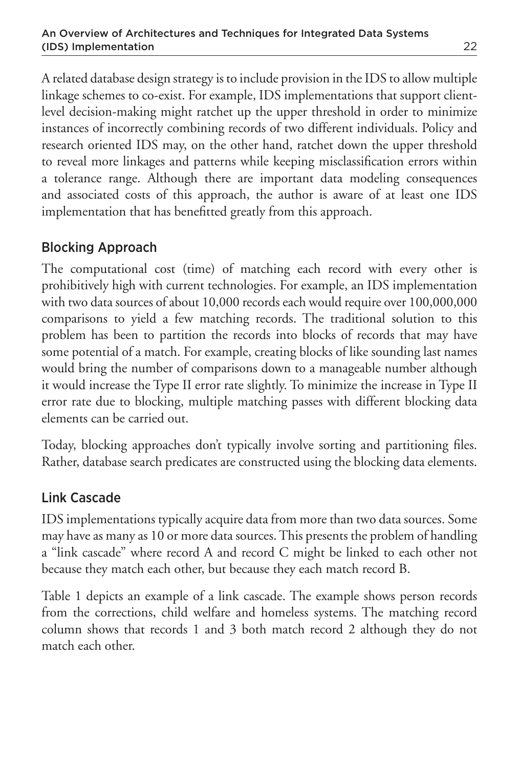A related database design strategy is to include provision in the IDS to allow multiple linkage schemes to co-exist. For example, IDS implementations that support client-level decision-making might ratchet up the upper threshold in order to minimize instances of incorrectly combining records of two different individuals. Policy and research oriented IDS may, on the other hand, ratchet down the upper threshold to reveal more linkages and patterns while keeping misclassification errors within a tolerance range. Although there are important data modeling consequences and associated costs of this approach, the author is aware of at least one IDS implementation that has benefitted greatly from this approach.

## Blocking Approach

The computational cost (time) of matching each record with every other is prohibitively high with current technologies. For example, an IDS implementation with two data sources of about 10,000 records each would require over 100,000,000 comparisons to yield a few matching records. The traditional solution to this problem has been to partition the records into blocks of records that may have some potential of a match. For example, creating blocks of like sounding last names would bring the number of comparisons down to a manageable number although it would increase the Type II error rate slightly. To minimize the increase in Type II error rate due to blocking, multiple matching passes with different blocking data elements can be carried out.

Today, blocking approaches don't typically involve sorting and partitioning files. Rather, database search predicates are constructed using the blocking data elements.

## Link Cascade

IDS implementations typically acquire data from more than two data sources. Some may have as many as 10 or more data sources. This presents the problem of handling a "link cascade" where record A and record C might be linked to each other not because they match each other, but because they each match record B.

Table 1 depicts an example of a link cascade. The example shows person records from the corrections, child welfare and homeless systems. The matching record column shows that records 1 and 3 both match record 2 although they do not match each other.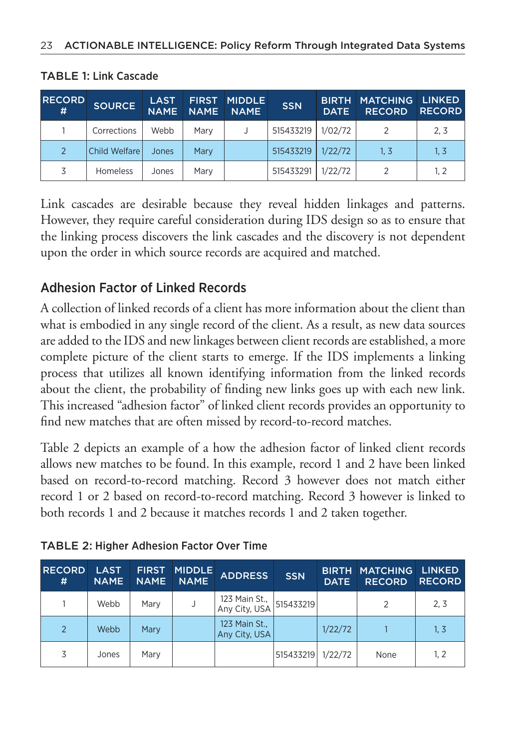**TABLE 1: Link Cascade**

| RECORD # | SOURCE | LAST NAME | FIRST NAME | MIDDLE NAME | SSN | BIRTH DATE | MATCHING RECORD | LINKED RECORD |
|---|---|---|---|---|---|---|---|---|
| 1 | Corrections | Webb | Mary | J | 515433219 | 1/02/72 | 2 | 2, 3 |
| 2 | Child Welfare | Jones | Mary | | 515433219 | 1/22/72 | 1, 3 | 1, 3 |
| 3 | Homeless | Jones | Mary | | 515433291 | 1/22/72 | 2 | 1, 2 |

Link cascades are desirable because they reveal hidden linkages and patterns. However, they require careful consideration during IDS design so as to ensure that the linking process discovers the link cascades and the discovery is not dependent upon the order in which source records are acquired and matched.

## Adhesion Factor of Linked Records

A collection of linked records of a client has more information about the client than what is embodied in any single record of the client. As a result, as new data sources are added to the IDS and new linkages between client records are established, a more complete picture of the client starts to emerge. If the IDS implements a linking process that utilizes all known identifying information from the linked records about the client, the probability of finding new links goes up with each new link. This increased "adhesion factor" of linked client records provides an opportunity to find new matches that are often missed by record-to-record matches.

Table 2 depicts an example of a how the adhesion factor of linked client records allows new matches to be found. In this example, record 1 and 2 have been linked based on record-to-record matching. Record 3 however does not match either record 1 or 2 based on record-to-record matching. Record 3 however is linked to both records 1 and 2 because it matches records 1 and 2 taken together.

**TABLE 2: Higher Adhesion Factor Over Time**

| RECORD # | LAST NAME | FIRST NAME | MIDDLE NAME | ADDRESS | SSN | BIRTH DATE | MATCHING RECORD | LINKED RECORD |
|---|---|---|---|---|---|---|---|---|
| 1 | Webb | Mary | J | 123 Main St., Any City, USA | 515433219 | | 2 | 2, 3 |
| 2 | Webb | Mary | | 123 Main St., Any City, USA | | 1/22/72 | 1 | 1, 3 |
| 3 | Jones | Mary | | | 515433219 | 1/22/72 | None | 1, 2 |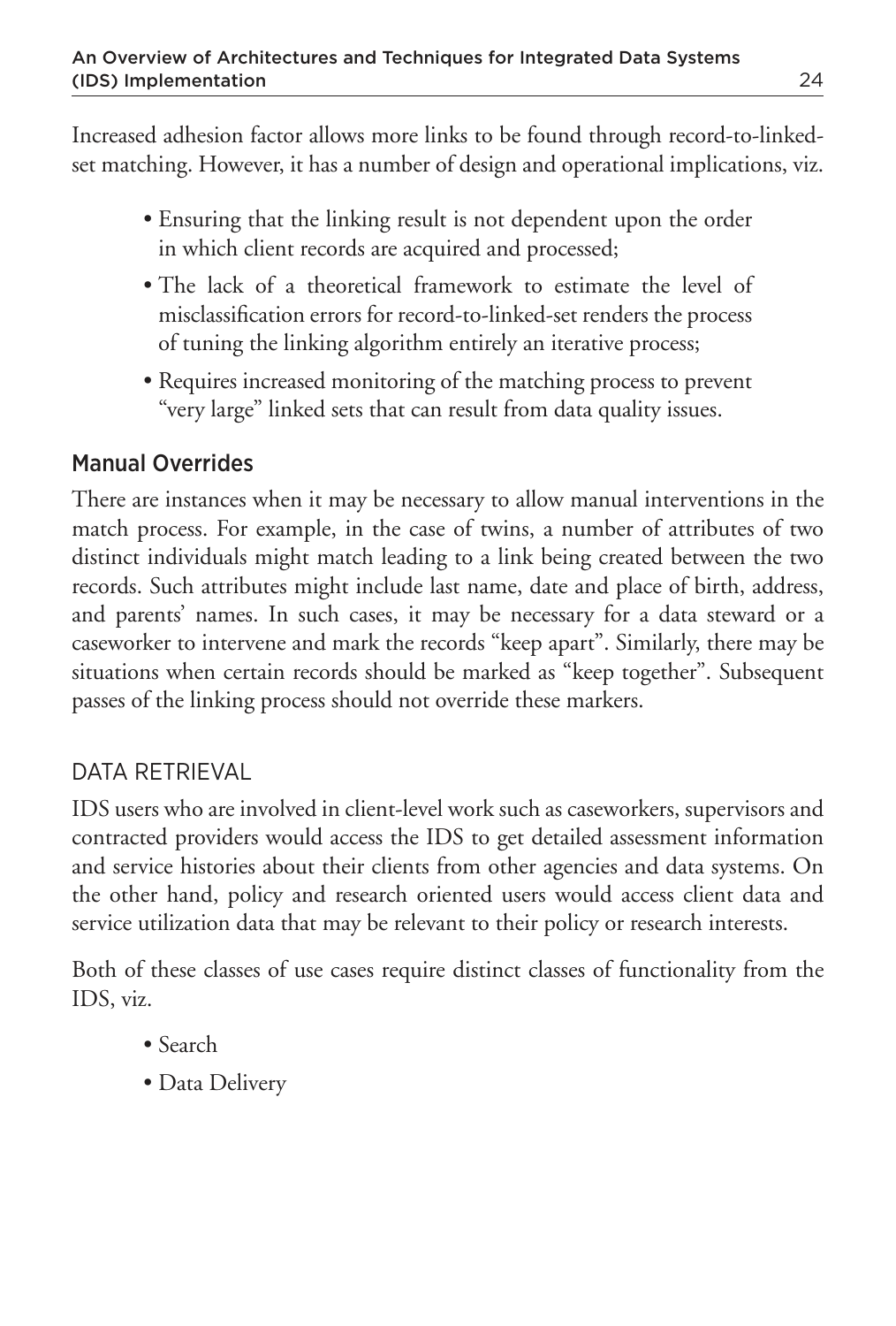Increased adhesion factor allows more links to be found through record-to-linked-set matching. However, it has a number of design and operational implications, viz.

- Ensuring that the linking result is not dependent upon the order in which client records are acquired and processed;
- The lack of a theoretical framework to estimate the level of misclassification errors for record-to-linked-set renders the process of tuning the linking algorithm entirely an iterative process;
- Requires increased monitoring of the matching process to prevent "very large" linked sets that can result from data quality issues.

### Manual Overrides

There are instances when it may be necessary to allow manual interventions in the match process. For example, in the case of twins, a number of attributes of two distinct individuals might match leading to a link being created between the two records. Such attributes might include last name, date and place of birth, address, and parents' names. In such cases, it may be necessary for a data steward or a caseworker to intervene and mark the records "keep apart". Similarly, there may be situations when certain records should be marked as "keep together". Subsequent passes of the linking process should not override these markers.

## DATA RETRIEVAL

IDS users who are involved in client-level work such as caseworkers, supervisors and contracted providers would access the IDS to get detailed assessment information and service histories about their clients from other agencies and data systems. On the other hand, policy and research oriented users would access client data and service utilization data that may be relevant to their policy or research interests.

Both of these classes of use cases require distinct classes of functionality from the IDS, viz.

- Search
- Data Delivery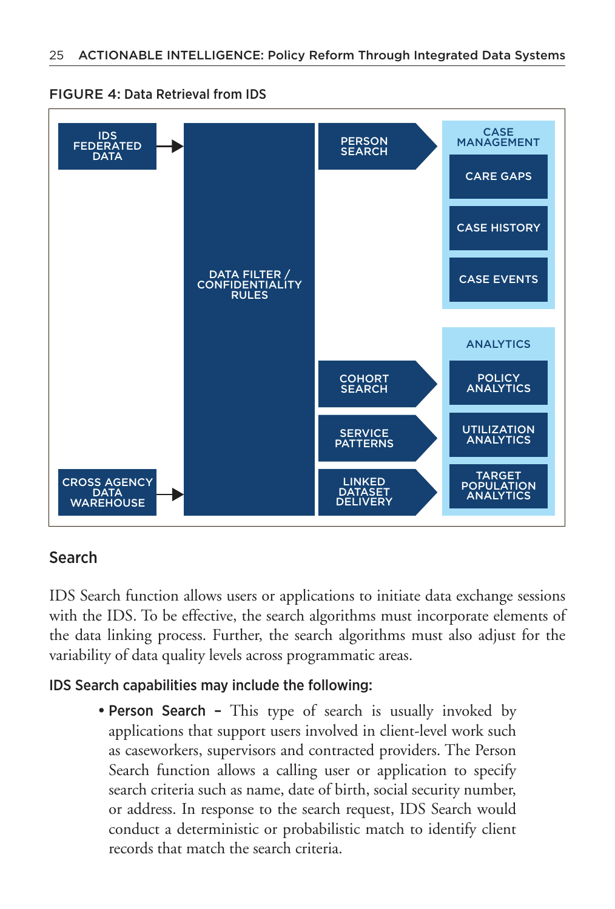**FIGURE 4: Data Retrieval from IDS**

- IDS FEDERATED DATA → DATA FILTER / CONFIDENTIALITY RULES
- CROSS AGENCY DATA WAREHOUSE → DATA FILTER / CONFIDENTIALITY RULES
- PERSON SEARCH → CASE MANAGEMENT
  - CARE GAPS
  - CASE HISTORY
  - CASE EVENTS
- COHORT SEARCH, SERVICE PATTERNS, LINKED DATASET DELIVERY → ANALYTICS
  - POLICY ANALYTICS
  - UTILIZATION ANALYTICS
  - TARGET POPULATION ANALYTICS

## Search

IDS Search function allows users or applications to initiate data exchange sessions with the IDS. To be effective, the search algorithms must incorporate elements of the data linking process. Further, the search algorithms must also adjust for the variability of data quality levels across programmatic areas.

### IDS Search capabilities may include the following:

- **Person Search –** This type of search is usually invoked by applications that support users involved in client-level work such as caseworkers, supervisors and contracted providers. The Person Search function allows a calling user or application to specify search criteria such as name, date of birth, social security number, or address. In response to the search request, IDS Search would conduct a deterministic or probabilistic match to identify client records that match the search criteria.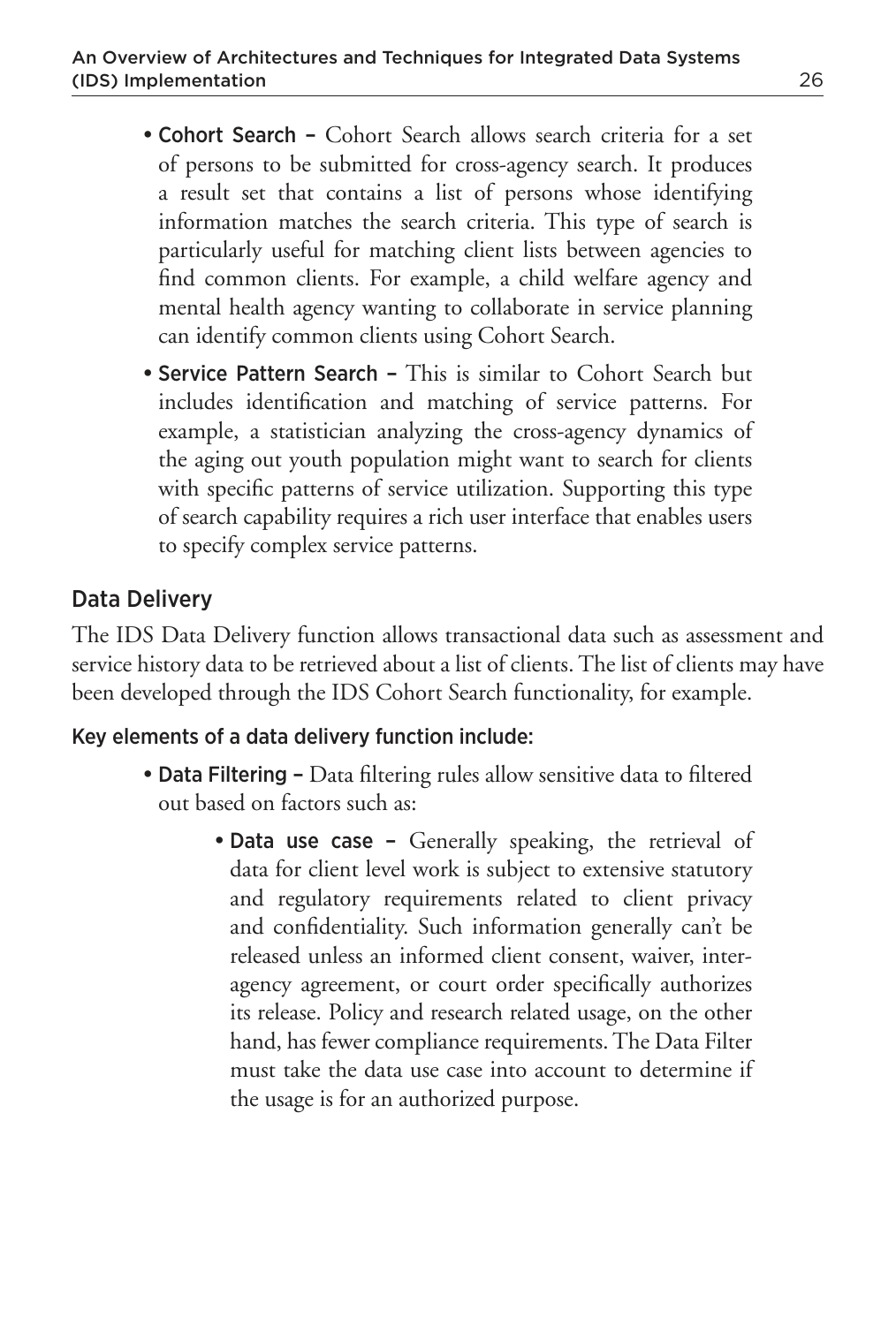- **Cohort Search –** Cohort Search allows search criteria for a set of persons to be submitted for cross-agency search. It produces a result set that contains a list of persons whose identifying information matches the search criteria. This type of search is particularly useful for matching client lists between agencies to find common clients. For example, a child welfare agency and mental health agency wanting to collaborate in service planning can identify common clients using Cohort Search.
- **Service Pattern Search –** This is similar to Cohort Search but includes identification and matching of service patterns. For example, a statistician analyzing the cross-agency dynamics of the aging out youth population might want to search for clients with specific patterns of service utilization. Supporting this type of search capability requires a rich user interface that enables users to specify complex service patterns.

## Data Delivery

The IDS Data Delivery function allows transactional data such as assessment and service history data to be retrieved about a list of clients. The list of clients may have been developed through the IDS Cohort Search functionality, for example.

### Key elements of a data delivery function include:

- **Data Filtering –** Data filtering rules allow sensitive data to filtered out based on factors such as:
  - **Data use case –** Generally speaking, the retrieval of data for client level work is subject to extensive statutory and regulatory requirements related to client privacy and confidentiality. Such information generally can't be released unless an informed client consent, waiver, inter-agency agreement, or court order specifically authorizes its release. Policy and research related usage, on the other hand, has fewer compliance requirements. The Data Filter must take the data use case into account to determine if the usage is for an authorized purpose.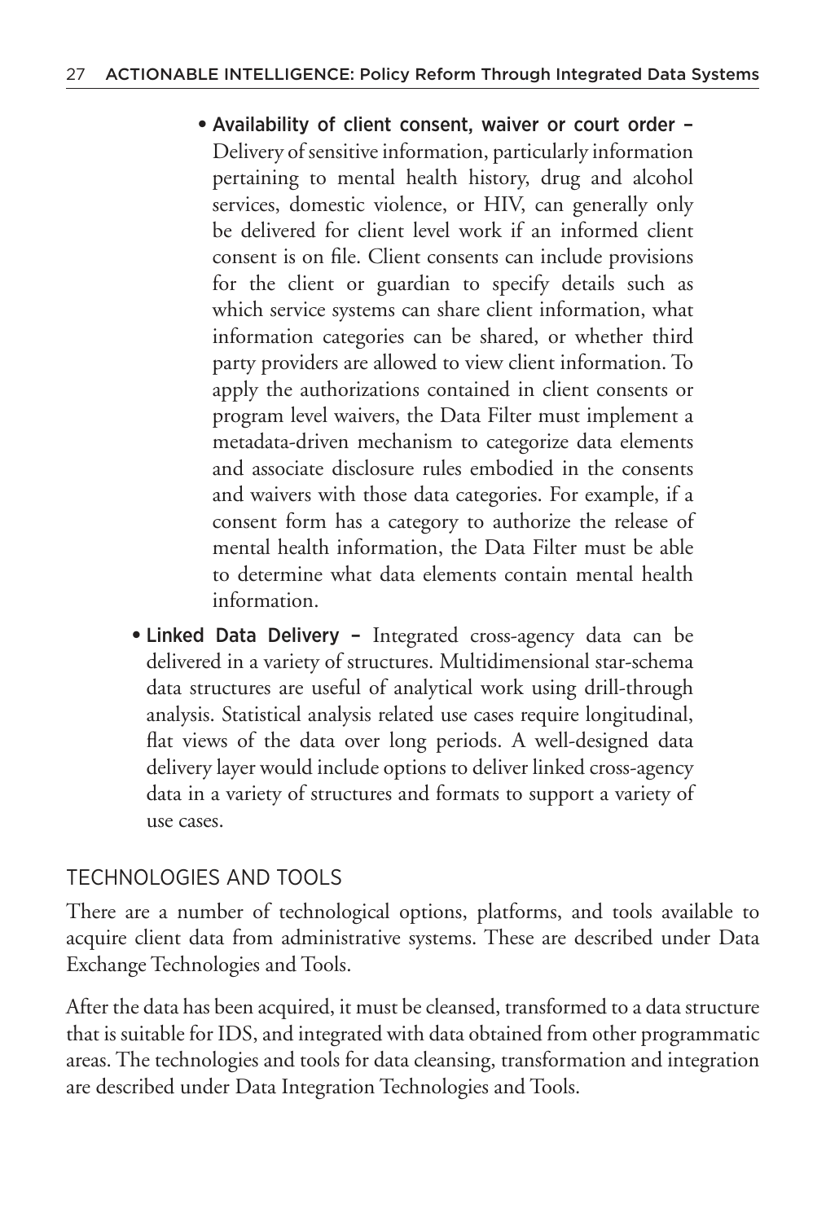- **Availability of client consent, waiver or court order –** Delivery of sensitive information, particularly information pertaining to mental health history, drug and alcohol services, domestic violence, or HIV, can generally only be delivered for client level work if an informed client consent is on file. Client consents can include provisions for the client or guardian to specify details such as which service systems can share client information, what information categories can be shared, or whether third party providers are allowed to view client information. To apply the authorizations contained in client consents or program level waivers, the Data Filter must implement a metadata-driven mechanism to categorize data elements and associate disclosure rules embodied in the consents and waivers with those data categories. For example, if a consent form has a category to authorize the release of mental health information, the Data Filter must be able to determine what data elements contain mental health information.
- **Linked Data Delivery –** Integrated cross-agency data can be delivered in a variety of structures. Multidimensional star-schema data structures are useful of analytical work using drill-through analysis. Statistical analysis related use cases require longitudinal, flat views of the data over long periods. A well-designed data delivery layer would include options to deliver linked cross-agency data in a variety of structures and formats to support a variety of use cases.

## TECHNOLOGIES AND TOOLS

There are a number of technological options, platforms, and tools available to acquire client data from administrative systems. These are described under Data Exchange Technologies and Tools.

After the data has been acquired, it must be cleansed, transformed to a data structure that is suitable for IDS, and integrated with data obtained from other programmatic areas. The technologies and tools for data cleansing, transformation and integration are described under Data Integration Technologies and Tools.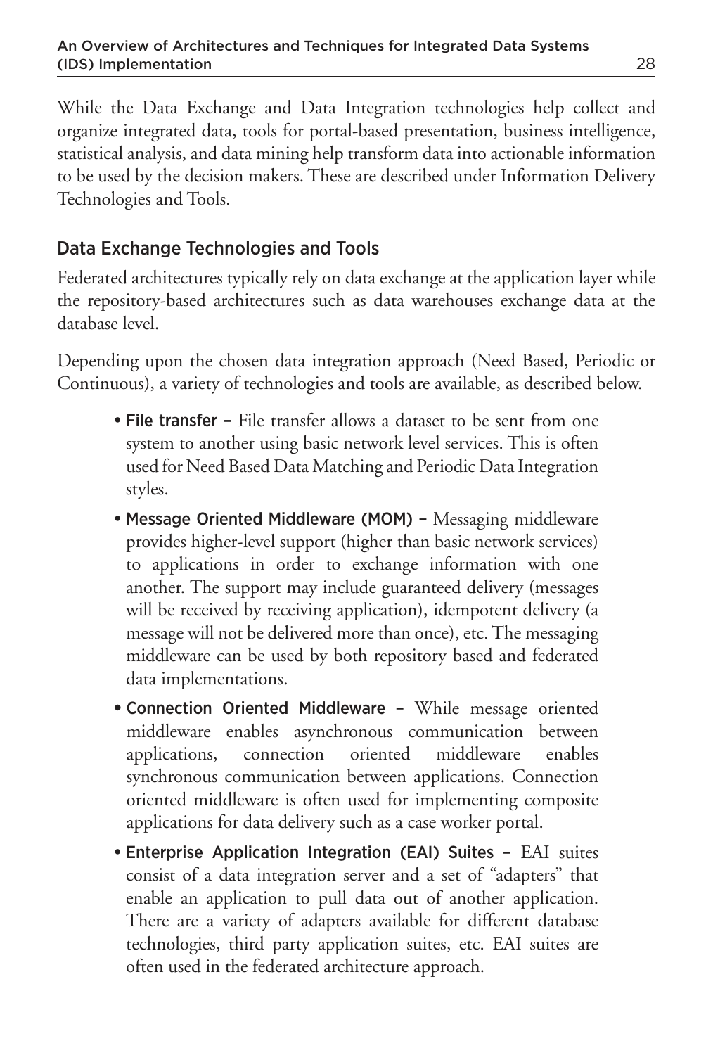While the Data Exchange and Data Integration technologies help collect and organize integrated data, tools for portal-based presentation, business intelligence, statistical analysis, and data mining help transform data into actionable information to be used by the decision makers. These are described under Information Delivery Technologies and Tools.

## Data Exchange Technologies and Tools

Federated architectures typically rely on data exchange at the application layer while the repository-based architectures such as data warehouses exchange data at the database level.

Depending upon the chosen data integration approach (Need Based, Periodic or Continuous), a variety of technologies and tools are available, as described below.

- **File transfer –** File transfer allows a dataset to be sent from one system to another using basic network level services. This is often used for Need Based Data Matching and Periodic Data Integration styles.
- **Message Oriented Middleware (MOM) –** Messaging middleware provides higher-level support (higher than basic network services) to applications in order to exchange information with one another. The support may include guaranteed delivery (messages will be received by receiving application), idempotent delivery (a message will not be delivered more than once), etc. The messaging middleware can be used by both repository based and federated data implementations.
- **Connection Oriented Middleware –** While message oriented middleware enables asynchronous communication between applications, connection oriented middleware enables synchronous communication between applications. Connection oriented middleware is often used for implementing composite applications for data delivery such as a case worker portal.
- **Enterprise Application Integration (EAI) Suites –** EAI suites consist of a data integration server and a set of "adapters" that enable an application to pull data out of another application. There are a variety of adapters available for different database technologies, third party application suites, etc. EAI suites are often used in the federated architecture approach.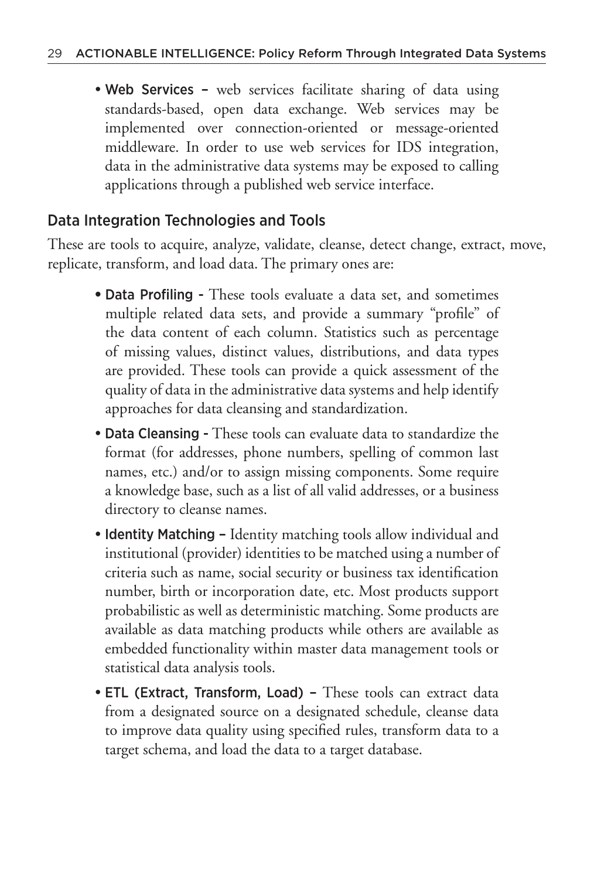- **Web Services –** web services facilitate sharing of data using standards-based, open data exchange. Web services may be implemented over connection-oriented or message-oriented middleware. In order to use web services for IDS integration, data in the administrative data systems may be exposed to calling applications through a published web service interface.

## Data Integration Technologies and Tools

These are tools to acquire, analyze, validate, cleanse, detect change, extract, move, replicate, transform, and load data. The primary ones are:

- **Data Profiling -** These tools evaluate a data set, and sometimes multiple related data sets, and provide a summary "profile" of the data content of each column. Statistics such as percentage of missing values, distinct values, distributions, and data types are provided. These tools can provide a quick assessment of the quality of data in the administrative data systems and help identify approaches for data cleansing and standardization.
- **Data Cleansing -** These tools can evaluate data to standardize the format (for addresses, phone numbers, spelling of common last names, etc.) and/or to assign missing components. Some require a knowledge base, such as a list of all valid addresses, or a business directory to cleanse names.
- **Identity Matching –** Identity matching tools allow individual and institutional (provider) identities to be matched using a number of criteria such as name, social security or business tax identification number, birth or incorporation date, etc. Most products support probabilistic as well as deterministic matching. Some products are available as data matching products while others are available as embedded functionality within master data management tools or statistical data analysis tools.
- **ETL (Extract, Transform, Load) –** These tools can extract data from a designated source on a designated schedule, cleanse data to improve data quality using specified rules, transform data to a target schema, and load the data to a target database.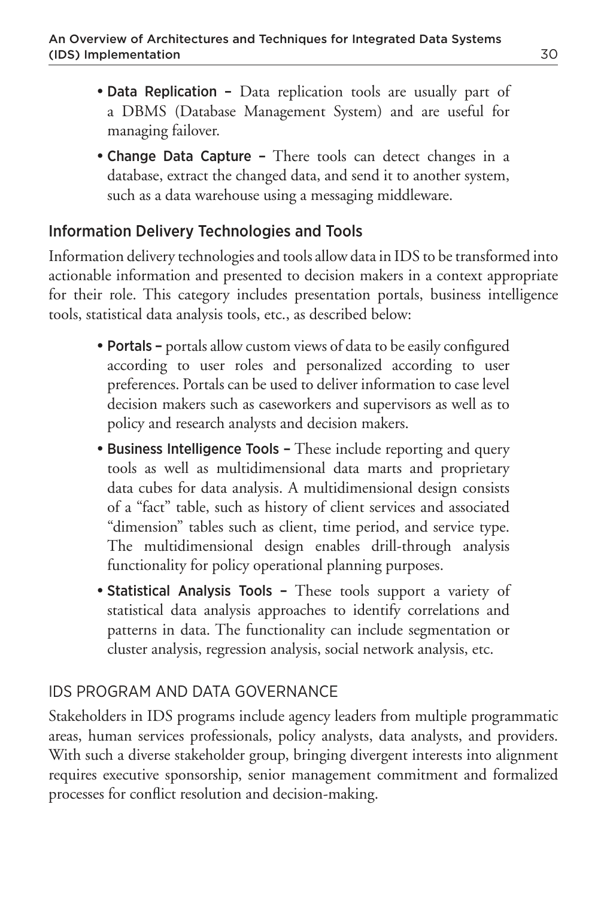- **Data Replication** – Data replication tools are usually part of a DBMS (Database Management System) and are useful for managing failover.
- **Change Data Capture** – There tools can detect changes in a database, extract the changed data, and send it to another system, such as a data warehouse using a messaging middleware.

### Information Delivery Technologies and Tools

Information delivery technologies and tools allow data in IDS to be transformed into actionable information and presented to decision makers in a context appropriate for their role. This category includes presentation portals, business intelligence tools, statistical data analysis tools, etc., as described below:

- **Portals** – portals allow custom views of data to be easily configured according to user roles and personalized according to user preferences. Portals can be used to deliver information to case level decision makers such as caseworkers and supervisors as well as to policy and research analysts and decision makers.
- **Business Intelligence Tools** – These include reporting and query tools as well as multidimensional data marts and proprietary data cubes for data analysis. A multidimensional design consists of a "fact" table, such as history of client services and associated "dimension" tables such as client, time period, and service type. The multidimensional design enables drill-through analysis functionality for policy operational planning purposes.
- **Statistical Analysis Tools** – These tools support a variety of statistical data analysis approaches to identify correlations and patterns in data. The functionality can include segmentation or cluster analysis, regression analysis, social network analysis, etc.

## IDS PROGRAM AND DATA GOVERNANCE

Stakeholders in IDS programs include agency leaders from multiple programmatic areas, human services professionals, policy analysts, data analysts, and providers. With such a diverse stakeholder group, bringing divergent interests into alignment requires executive sponsorship, senior management commitment and formalized processes for conflict resolution and decision-making.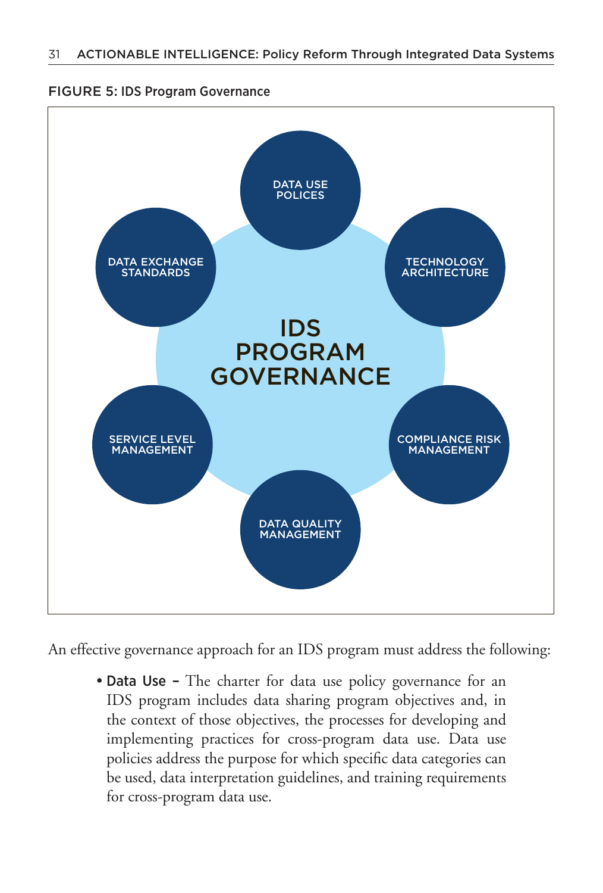FIGURE 5: IDS Program Governance

IDS PROGRAM GOVERNANCE

- DATA USE POLICES
- TECHNOLOGY ARCHITECTURE
- COMPLIANCE RISK MANAGEMENT
- DATA QUALITY MANAGEMENT
- SERVICE LEVEL MANAGEMENT
- DATA EXCHANGE STANDARDS

An effective governance approach for an IDS program must address the following:

- **Data Use –** The charter for data use policy governance for an IDS program includes data sharing program objectives and, in the context of those objectives, the processes for developing and implementing practices for cross-program data use. Data use policies address the purpose for which specific data categories can be used, data interpretation guidelines, and training requirements for cross-program data use.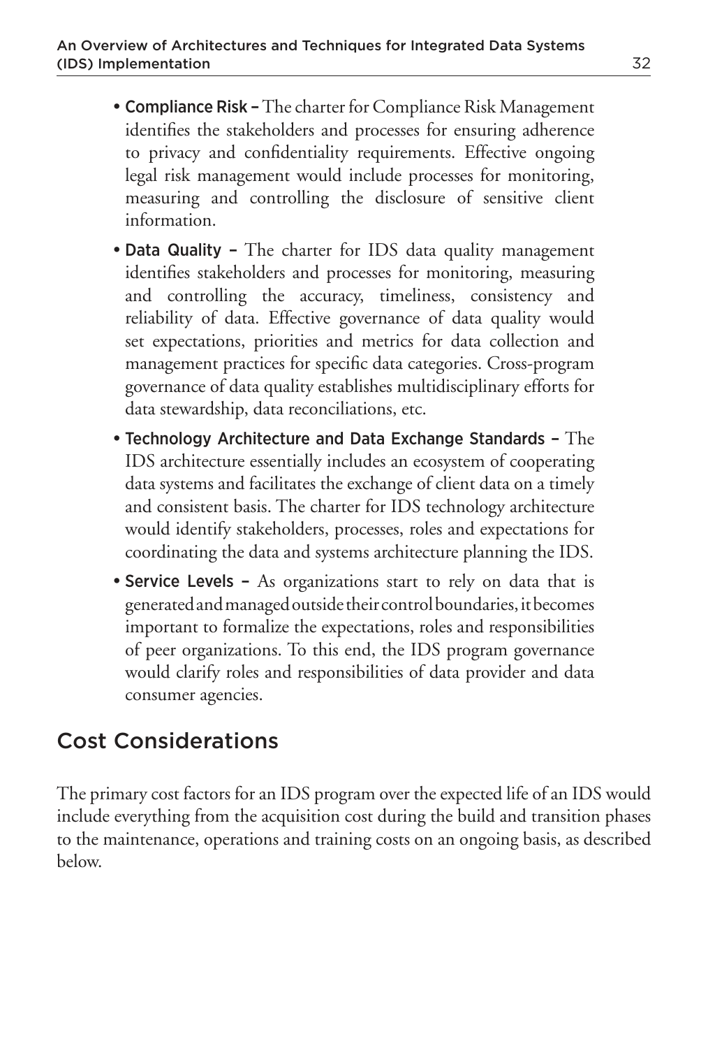- **Compliance Risk** – The charter for Compliance Risk Management identifies the stakeholders and processes for ensuring adherence to privacy and confidentiality requirements. Effective ongoing legal risk management would include processes for monitoring, measuring and controlling the disclosure of sensitive client information.
- **Data Quality** – The charter for IDS data quality management identifies stakeholders and processes for monitoring, measuring and controlling the accuracy, timeliness, consistency and reliability of data. Effective governance of data quality would set expectations, priorities and metrics for data collection and management practices for specific data categories. Cross-program governance of data quality establishes multidisciplinary efforts for data stewardship, data reconciliations, etc.
- **Technology Architecture and Data Exchange Standards** – The IDS architecture essentially includes an ecosystem of cooperating data systems and facilitates the exchange of client data on a timely and consistent basis. The charter for IDS technology architecture would identify stakeholders, processes, roles and expectations for coordinating the data and systems architecture planning the IDS.
- **Service Levels** – As organizations start to rely on data that is generated and managed outside their control boundaries, it becomes important to formalize the expectations, roles and responsibilities of peer organizations. To this end, the IDS program governance would clarify roles and responsibilities of data provider and data consumer agencies.

## Cost Considerations

The primary cost factors for an IDS program over the expected life of an IDS would include everything from the acquisition cost during the build and transition phases to the maintenance, operations and training costs on an ongoing basis, as described below.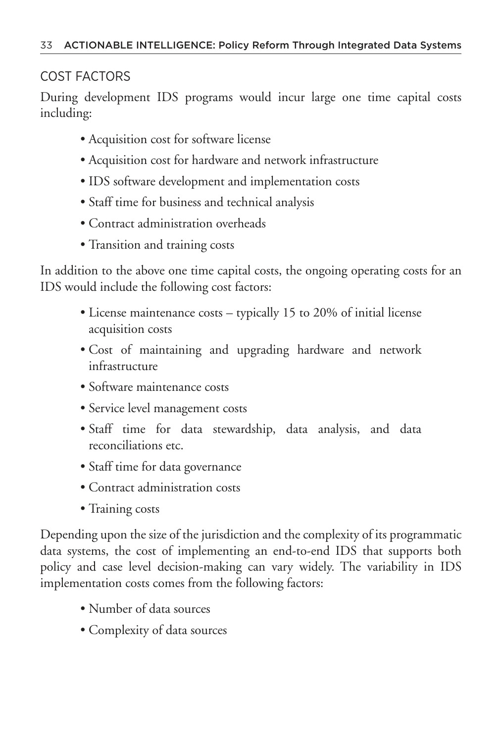## COST FACTORS

During development IDS programs would incur large one time capital costs including:

- Acquisition cost for software license
- Acquisition cost for hardware and network infrastructure
- IDS software development and implementation costs
- Staff time for business and technical analysis
- Contract administration overheads
- Transition and training costs

In addition to the above one time capital costs, the ongoing operating costs for an IDS would include the following cost factors:

- License maintenance costs – typically 15 to 20% of initial license acquisition costs
- Cost of maintaining and upgrading hardware and network infrastructure
- Software maintenance costs
- Service level management costs
- Staff time for data stewardship, data analysis, and data reconciliations etc.
- Staff time for data governance
- Contract administration costs
- Training costs

Depending upon the size of the jurisdiction and the complexity of its programmatic data systems, the cost of implementing an end-to-end IDS that supports both policy and case level decision-making can vary widely. The variability in IDS implementation costs comes from the following factors:

- Number of data sources
- Complexity of data sources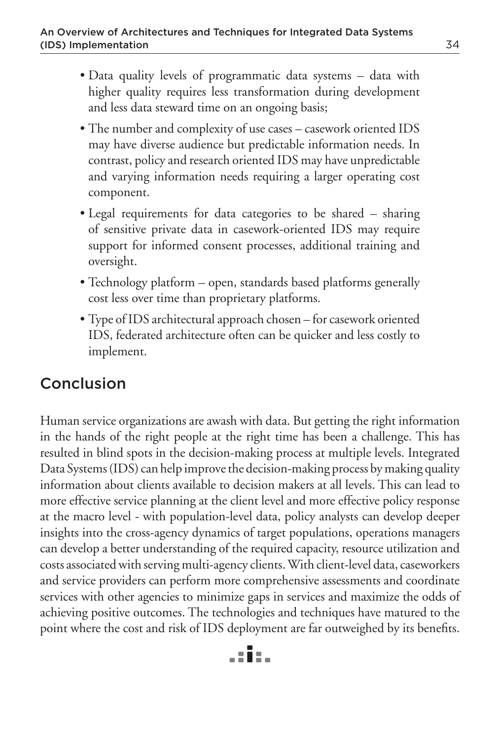- Data quality levels of programmatic data systems – data with higher quality requires less transformation during development and less data steward time on an ongoing basis;
- The number and complexity of use cases – casework oriented IDS may have diverse audience but predictable information needs. In contrast, policy and research oriented IDS may have unpredictable and varying information needs requiring a larger operating cost component.
- Legal requirements for data categories to be shared – sharing of sensitive private data in casework-oriented IDS may require support for informed consent processes, additional training and oversight.
- Technology platform – open, standards based platforms generally cost less over time than proprietary platforms.
- Type of IDS architectural approach chosen – for casework oriented IDS, federated architecture often can be quicker and less costly to implement.

## Conclusion

Human service organizations are awash with data. But getting the right information in the hands of the right people at the right time has been a challenge. This has resulted in blind spots in the decision-making process at multiple levels. Integrated Data Systems (IDS) can help improve the decision-making process by making quality information about clients available to decision makers at all levels. This can lead to more effective service planning at the client level and more effective policy response at the macro level - with population-level data, policy analysts can develop deeper insights into the cross-agency dynamics of target populations, operations managers can develop a better understanding of the required capacity, resource utilization and costs associated with serving multi-agency clients. With client-level data, caseworkers and service providers can perform more comprehensive assessments and coordinate services with other agencies to minimize gaps in services and maximize the odds of achieving positive outcomes. The technologies and techniques have matured to the point where the cost and risk of IDS deployment are far outweighed by its benefits.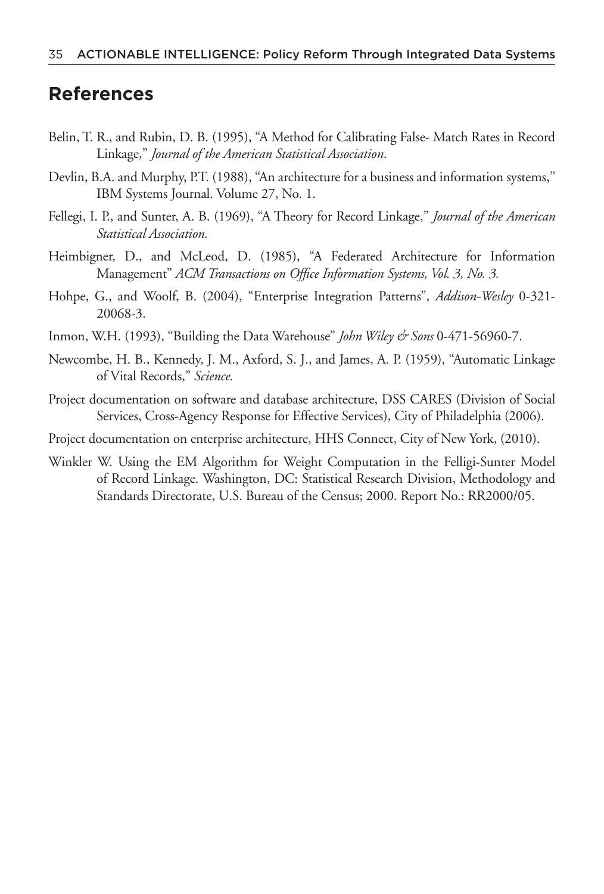## References

Belin, T. R., and Rubin, D. B. (1995), "A Method for Calibrating False- Match Rates in Record Linkage," *Journal of the American Statistical Association*.

Devlin, B.A. and Murphy, P.T. (1988), "An architecture for a business and information systems," IBM Systems Journal. Volume 27, No. 1.

Fellegi, I. P., and Sunter, A. B. (1969), "A Theory for Record Linkage," *Journal of the American Statistical Association.*

Heimbigner, D., and McLeod, D. (1985), "A Federated Architecture for Information Management" *ACM Transactions on Office Information Systems, Vol. 3, No. 3.*

Hohpe, G., and Woolf, B. (2004), "Enterprise Integration Patterns", *Addison-Wesley* 0-321-20068-3.

Inmon, W.H. (1993), "Building the Data Warehouse" *John Wiley & Sons* 0-471-56960-7.

Newcombe, H. B., Kennedy, J. M., Axford, S. J., and James, A. P. (1959), "Automatic Linkage of Vital Records," *Science.*

Project documentation on software and database architecture, DSS CARES (Division of Social Services, Cross-Agency Response for Effective Services), City of Philadelphia (2006).

Project documentation on enterprise architecture, HHS Connect, City of New York, (2010).

Winkler W. Using the EM Algorithm for Weight Computation in the Felligi-Sunter Model of Record Linkage. Washington, DC: Statistical Research Division, Methodology and Standards Directorate, U.S. Bureau of the Census; 2000. Report No.: RR2000/05.